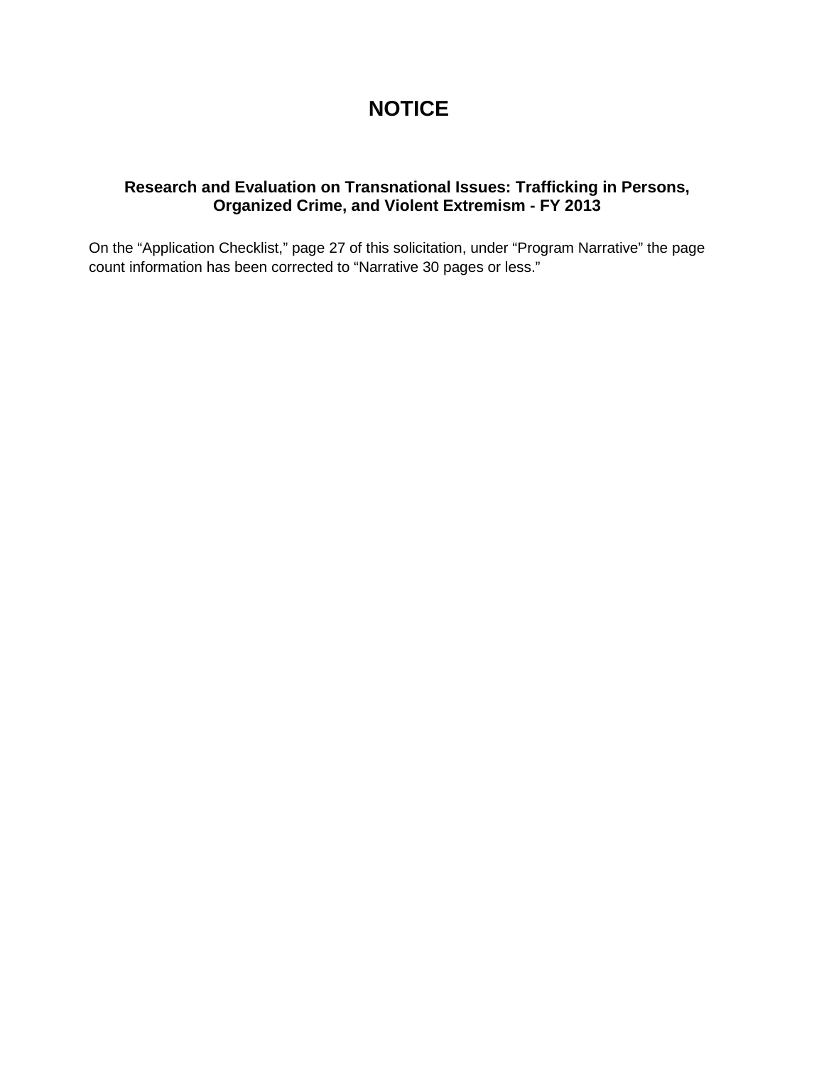# NOTICE

### Research and Evaluation on Transnational Issues: Trafficking in Persons, Organized Crime, and Violent Extremism - FY 2013

On the “Application Checklist,” page 27 of this solicitation, under “Program Narrative” the page count information has been corrected to “Narrative 30 pages or less.”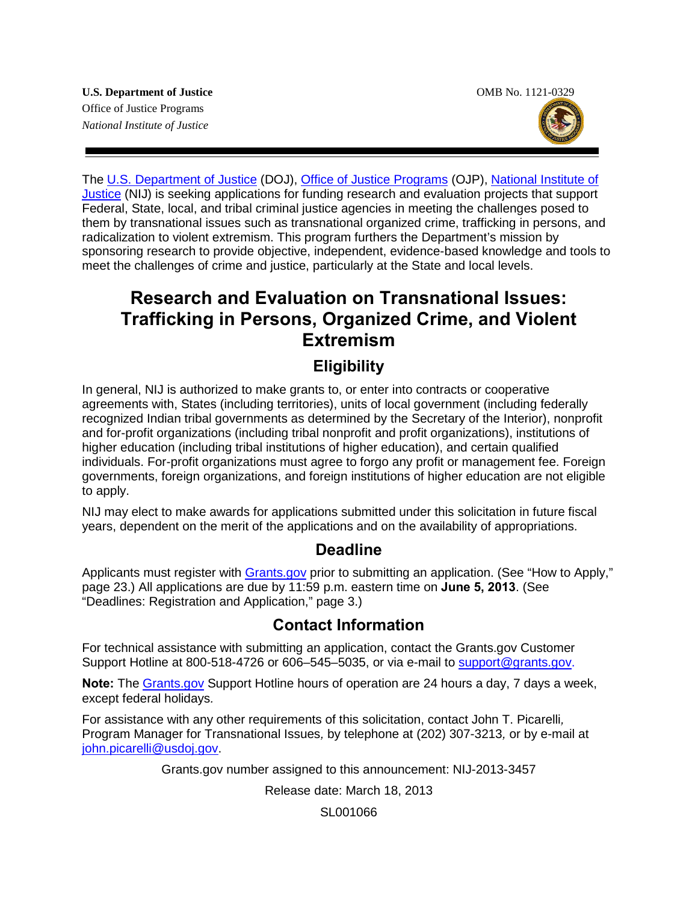**U.S. Department of Justice**
Office of Justice Programs
*National Institute of Justice*

OMB No. 1121-0329

The U.S. Department of Justice (DOJ), Office of Justice Programs (OJP), National Institute of Justice (NIJ) is seeking applications for funding research and evaluation projects that support Federal, State, local, and tribal criminal justice agencies in meeting the challenges posed to them by transnational issues such as transnational organized crime, trafficking in persons, and radicalization to violent extremism. This program furthers the Department's mission by sponsoring research to provide objective, independent, evidence-based knowledge and tools to meet the challenges of crime and justice, particularly at the State and local levels.

# Research and Evaluation on Transnational Issues: Trafficking in Persons, Organized Crime, and Violent Extremism

## Eligibility

In general, NIJ is authorized to make grants to, or enter into contracts or cooperative agreements with, States (including territories), units of local government (including federally recognized Indian tribal governments as determined by the Secretary of the Interior), nonprofit and for-profit organizations (including tribal nonprofit and profit organizations), institutions of higher education (including tribal institutions of higher education), and certain qualified individuals. For-profit organizations must agree to forgo any profit or management fee. Foreign governments, foreign organizations, and foreign institutions of higher education are not eligible to apply.

NIJ may elect to make awards for applications submitted under this solicitation in future fiscal years, dependent on the merit of the applications and on the availability of appropriations.

## Deadline

Applicants must register with Grants.gov prior to submitting an application. (See "How to Apply," page 23.) All applications are due by 11:59 p.m. eastern time on **June 5, 2013**. (See "Deadlines: Registration and Application," page 3.)

## Contact Information

For technical assistance with submitting an application, contact the Grants.gov Customer Support Hotline at 800-518-4726 or 606–545–5035, or via e-mail to support@grants.gov.

**Note:** The Grants.gov Support Hotline hours of operation are 24 hours a day, 7 days a week, except federal holidays.

For assistance with any other requirements of this solicitation, contact John T. Picarelli, Program Manager for Transnational Issues, by telephone at (202) 307-3213, or by e-mail at john.picarelli@usdoj.gov.

Grants.gov number assigned to this announcement: NIJ-2013-3457

Release date: March 18, 2013

SL001066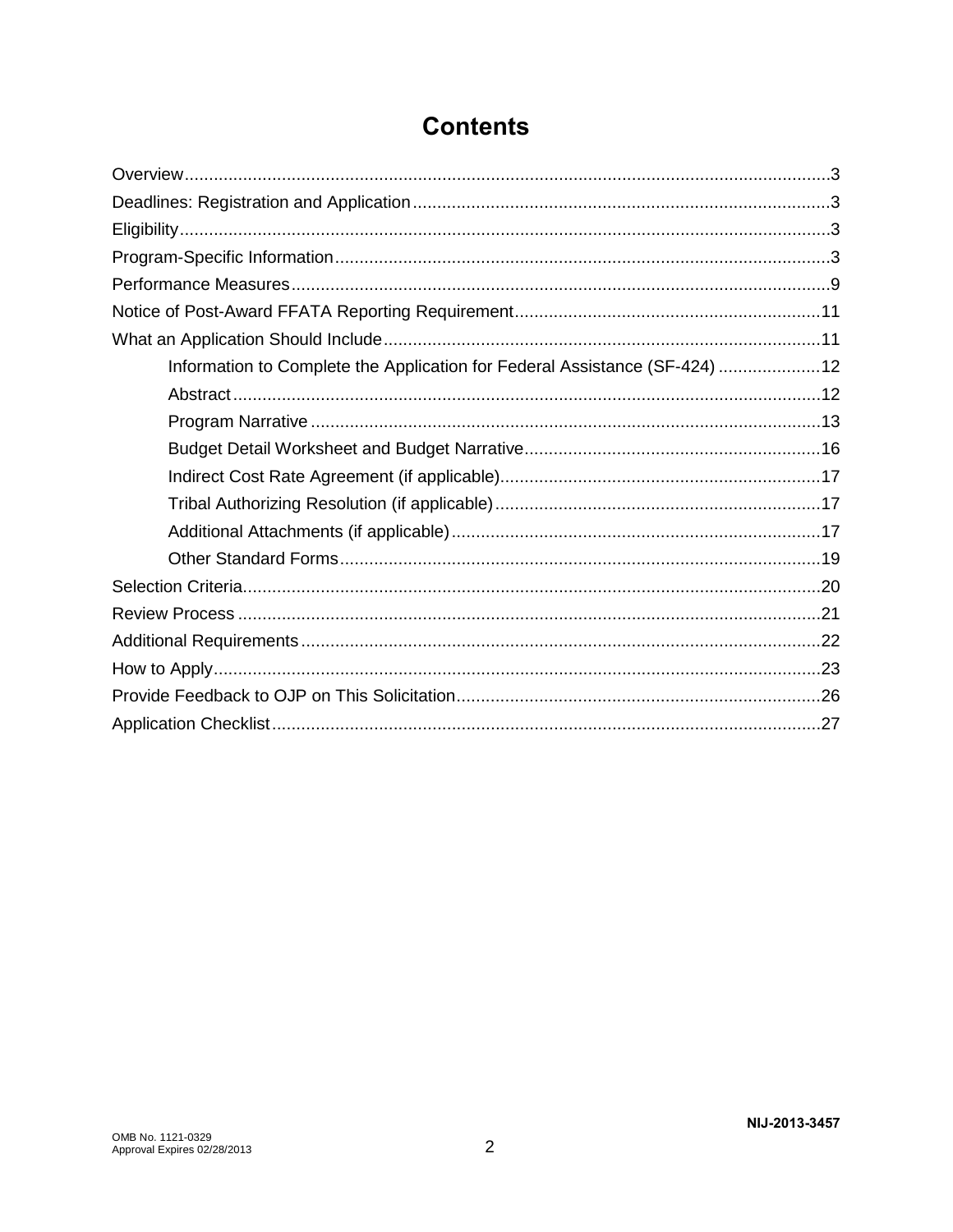# Contents

Overview....................................................................................................................3
Deadlines: Registration and Application.....................................................................3
Eligibility.....................................................................................................................3
Program-Specific Information.....................................................................................3
Performance Measures..............................................................................................9
Notice of Post-Award FFATA Reporting Requirement..............................................11
What an Application Should Include..........................................................................11
- Information to Complete the Application for Federal Assistance (SF-424).....................12
- Abstract.........................................................................................................12
- Program Narrative.........................................................................................13
- Budget Detail Worksheet and Budget Narrative............................................16
- Indirect Cost Rate Agreement (if applicable).................................................17
- Tribal Authorizing Resolution (if applicable)..................................................17
- Additional Attachments (if applicable)............................................................17
- Other Standard Forms...................................................................................19

Selection Criteria......................................................................................................20
Review Process........................................................................................................21
Additional Requirements...........................................................................................22
How to Apply............................................................................................................23
Provide Feedback to OJP on This Solicitation...........................................................26
Application Checklist.................................................................................................27

NIJ-2013-3457

OMB No. 1121-0329
Approval Expires 02/28/2013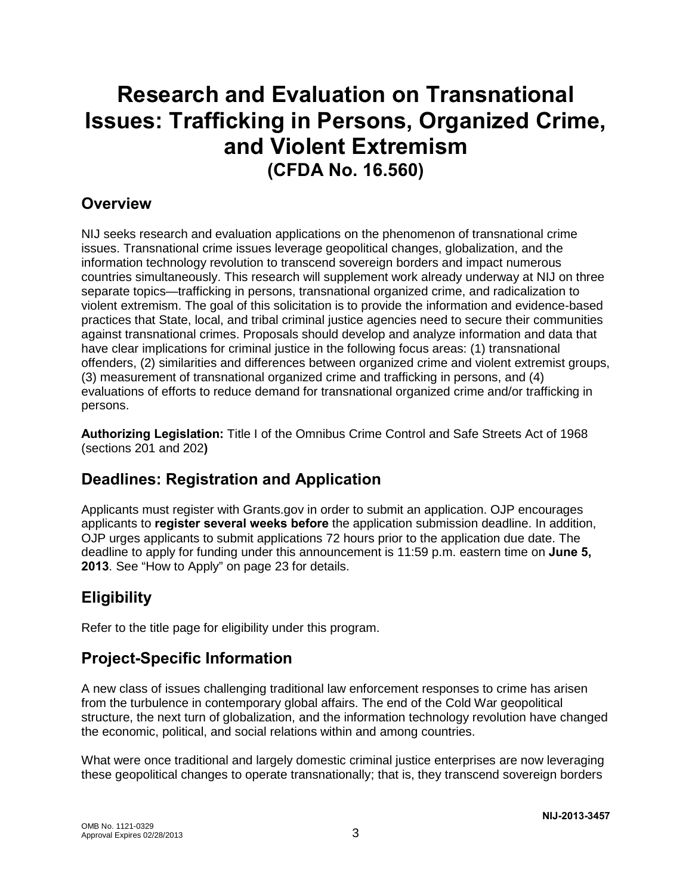# Research and Evaluation on Transnational Issues: Trafficking in Persons, Organized Crime, and Violent Extremism
## (CFDA No. 16.560)

## Overview

NIJ seeks research and evaluation applications on the phenomenon of transnational crime issues. Transnational crime issues leverage geopolitical changes, globalization, and the information technology revolution to transcend sovereign borders and impact numerous countries simultaneously. This research will supplement work already underway at NIJ on three separate topics—trafficking in persons, transnational organized crime, and radicalization to violent extremism. The goal of this solicitation is to provide the information and evidence-based practices that State, local, and tribal criminal justice agencies need to secure their communities against transnational crimes. Proposals should develop and analyze information and data that have clear implications for criminal justice in the following focus areas: (1) transnational offenders, (2) similarities and differences between organized crime and violent extremist groups, (3) measurement of transnational organized crime and trafficking in persons, and (4) evaluations of efforts to reduce demand for transnational organized crime and/or trafficking in persons.

**Authorizing Legislation:** Title I of the Omnibus Crime Control and Safe Streets Act of 1968 (sections 201 and 202**)**

## Deadlines: Registration and Application

Applicants must register with Grants.gov in order to submit an application. OJP encourages applicants to **register several weeks before** the application submission deadline. In addition, OJP urges applicants to submit applications 72 hours prior to the application due date. The deadline to apply for funding under this announcement is 11:59 p.m. eastern time on **June 5, 2013***.* See "How to Apply" on page 23 for details.

## Eligibility

Refer to the title page for eligibility under this program.

## Project-Specific Information

A new class of issues challenging traditional law enforcement responses to crime has arisen from the turbulence in contemporary global affairs. The end of the Cold War geopolitical structure, the next turn of globalization, and the information technology revolution have changed the economic, political, and social relations within and among countries.

What were once traditional and largely domestic criminal justice enterprises are now leveraging these geopolitical changes to operate transnationally; that is, they transcend sovereign borders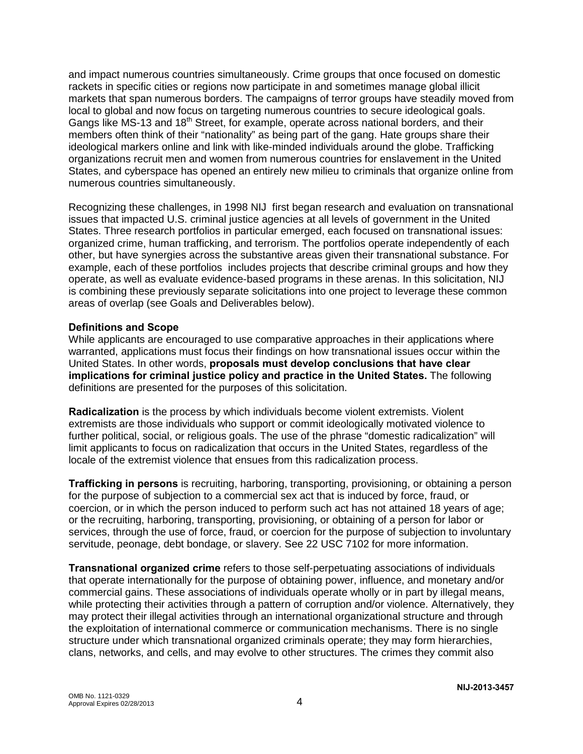and impact numerous countries simultaneously. Crime groups that once focused on domestic rackets in specific cities or regions now participate in and sometimes manage global illicit markets that span numerous borders. The campaigns of terror groups have steadily moved from local to global and now focus on targeting numerous countries to secure ideological goals. Gangs like MS-13 and 18th Street, for example, operate across national borders, and their members often think of their "nationality" as being part of the gang. Hate groups share their ideological markers online and link with like-minded individuals around the globe. Trafficking organizations recruit men and women from numerous countries for enslavement in the United States, and cyberspace has opened an entirely new milieu to criminals that organize online from numerous countries simultaneously.

Recognizing these challenges, in 1998 NIJ first began research and evaluation on transnational issues that impacted U.S. criminal justice agencies at all levels of government in the United States. Three research portfolios in particular emerged, each focused on transnational issues: organized crime, human trafficking, and terrorism. The portfolios operate independently of each other, but have synergies across the substantive areas given their transnational substance. For example, each of these portfolios includes projects that describe criminal groups and how they operate, as well as evaluate evidence-based programs in these arenas. In this solicitation, NIJ is combining these previously separate solicitations into one project to leverage these common areas of overlap (see Goals and Deliverables below).

**Definitions and Scope**

While applicants are encouraged to use comparative approaches in their applications where warranted, applications must focus their findings on how transnational issues occur within the United States. In other words, **proposals must develop conclusions that have clear implications for criminal justice policy and practice in the United States.** The following definitions are presented for the purposes of this solicitation.

**Radicalization** is the process by which individuals become violent extremists. Violent extremists are those individuals who support or commit ideologically motivated violence to further political, social, or religious goals. The use of the phrase "domestic radicalization" will limit applicants to focus on radicalization that occurs in the United States, regardless of the locale of the extremist violence that ensues from this radicalization process.

**Trafficking in persons** is recruiting, harboring, transporting, provisioning, or obtaining a person for the purpose of subjection to a commercial sex act that is induced by force, fraud, or coercion, or in which the person induced to perform such act has not attained 18 years of age; or the recruiting, harboring, transporting, provisioning, or obtaining of a person for labor or services, through the use of force, fraud, or coercion for the purpose of subjection to involuntary servitude, peonage, debt bondage, or slavery. See 22 USC 7102 for more information.

**Transnational organized crime** refers to those self-perpetuating associations of individuals that operate internationally for the purpose of obtaining power, influence, and monetary and/or commercial gains. These associations of individuals operate wholly or in part by illegal means, while protecting their activities through a pattern of corruption and/or violence. Alternatively, they may protect their illegal activities through an international organizational structure and through the exploitation of international commerce or communication mechanisms. There is no single structure under which transnational organized criminals operate; they may form hierarchies, clans, networks, and cells, and may evolve to other structures. The crimes they commit also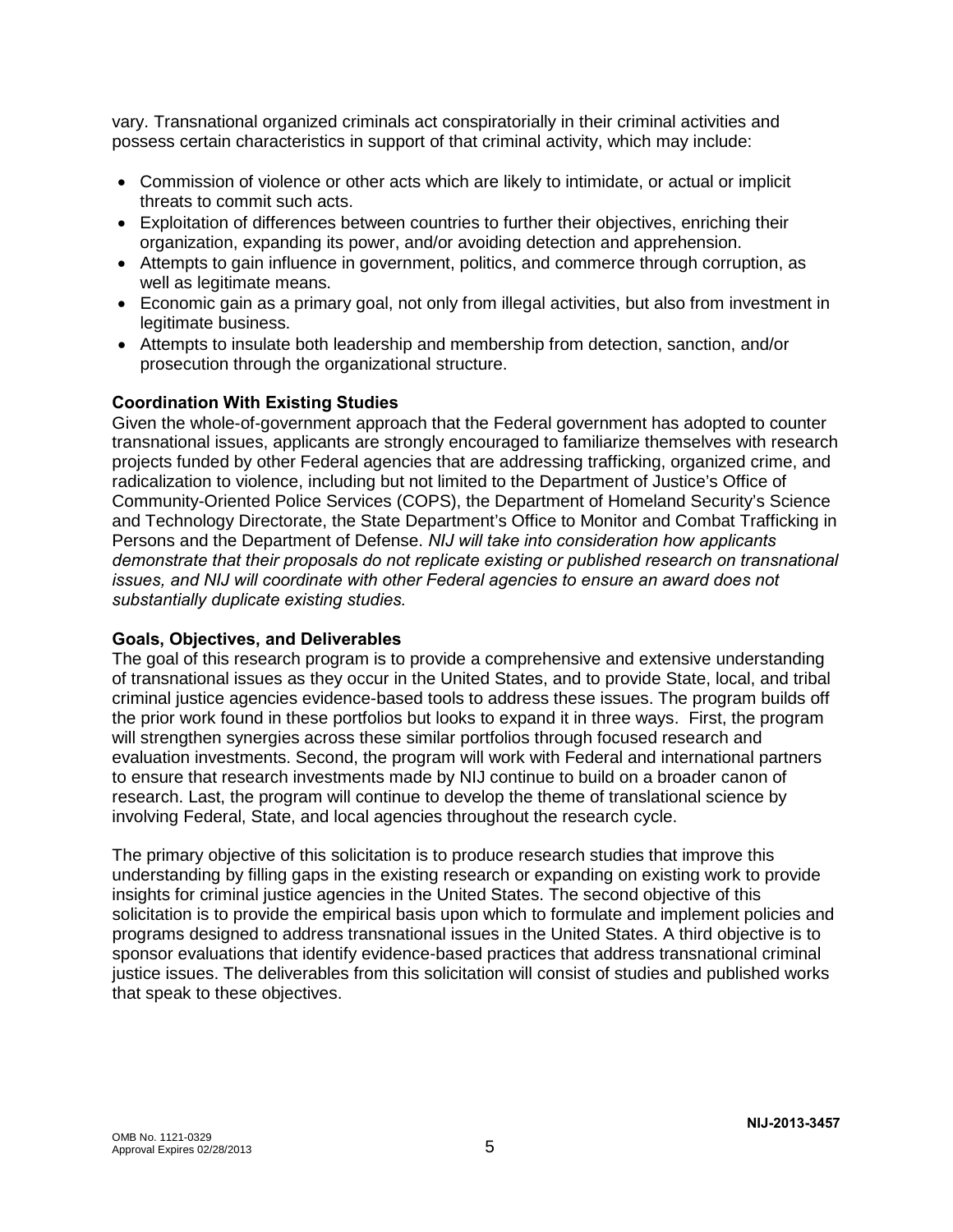vary. Transnational organized criminals act conspiratorially in their criminal activities and possess certain characteristics in support of that criminal activity, which may include:

- Commission of violence or other acts which are likely to intimidate, or actual or implicit threats to commit such acts.
- Exploitation of differences between countries to further their objectives, enriching their organization, expanding its power, and/or avoiding detection and apprehension.
- Attempts to gain influence in government, politics, and commerce through corruption, as well as legitimate means.
- Economic gain as a primary goal, not only from illegal activities, but also from investment in legitimate business.
- Attempts to insulate both leadership and membership from detection, sanction, and/or prosecution through the organizational structure.

**Coordination With Existing Studies**

Given the whole-of-government approach that the Federal government has adopted to counter transnational issues, applicants are strongly encouraged to familiarize themselves with research projects funded by other Federal agencies that are addressing trafficking, organized crime, and radicalization to violence, including but not limited to the Department of Justice's Office of Community-Oriented Police Services (COPS), the Department of Homeland Security's Science and Technology Directorate, the State Department's Office to Monitor and Combat Trafficking in Persons and the Department of Defense. *NIJ will take into consideration how applicants demonstrate that their proposals do not replicate existing or published research on transnational issues, and NIJ will coordinate with other Federal agencies to ensure an award does not substantially duplicate existing studies.*

**Goals, Objectives, and Deliverables**

The goal of this research program is to provide a comprehensive and extensive understanding of transnational issues as they occur in the United States, and to provide State, local, and tribal criminal justice agencies evidence-based tools to address these issues. The program builds off the prior work found in these portfolios but looks to expand it in three ways. First, the program will strengthen synergies across these similar portfolios through focused research and evaluation investments. Second, the program will work with Federal and international partners to ensure that research investments made by NIJ continue to build on a broader canon of research. Last, the program will continue to develop the theme of translational science by involving Federal, State, and local agencies throughout the research cycle.

The primary objective of this solicitation is to produce research studies that improve this understanding by filling gaps in the existing research or expanding on existing work to provide insights for criminal justice agencies in the United States. The second objective of this solicitation is to provide the empirical basis upon which to formulate and implement policies and programs designed to address transnational issues in the United States. A third objective is to sponsor evaluations that identify evidence-based practices that address transnational criminal justice issues. The deliverables from this solicitation will consist of studies and published works that speak to these objectives.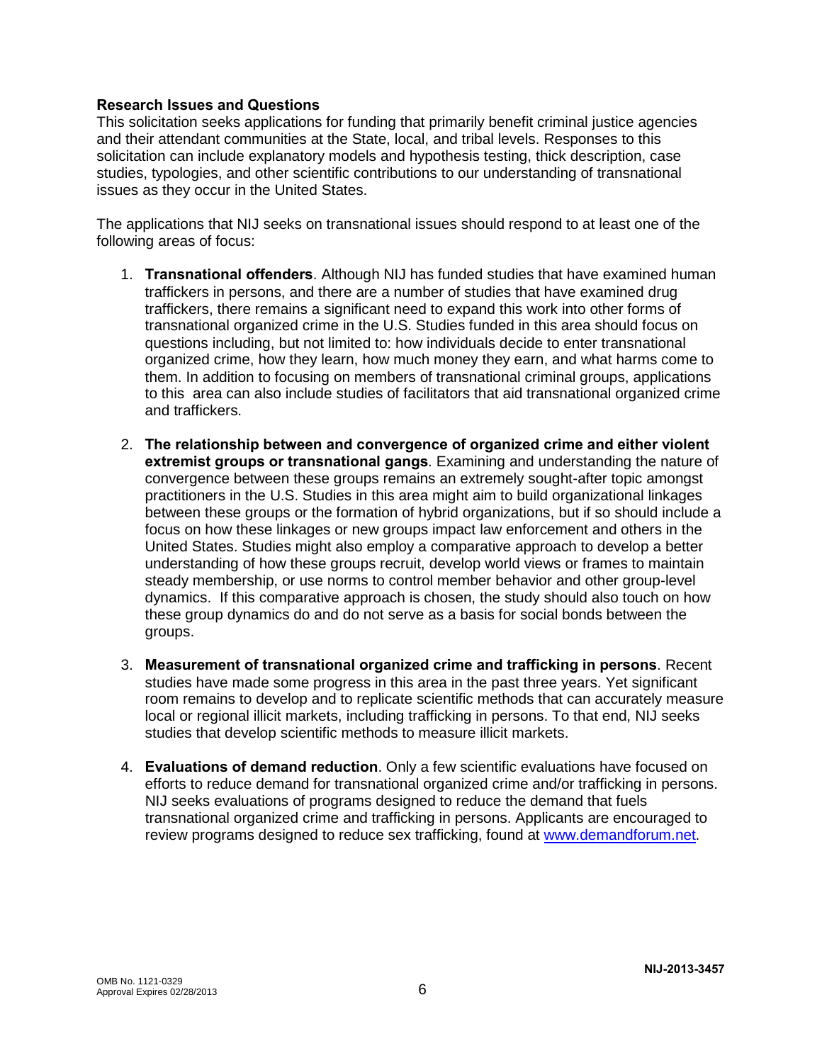**Research Issues and Questions**

This solicitation seeks applications for funding that primarily benefit criminal justice agencies and their attendant communities at the State, local, and tribal levels. Responses to this solicitation can include explanatory models and hypothesis testing, thick description, case studies, typologies, and other scientific contributions to our understanding of transnational issues as they occur in the United States.

The applications that NIJ seeks on transnational issues should respond to at least one of the following areas of focus:

1. **Transnational offenders**. Although NIJ has funded studies that have examined human traffickers in persons, and there are a number of studies that have examined drug traffickers, there remains a significant need to expand this work into other forms of transnational organized crime in the U.S. Studies funded in this area should focus on questions including, but not limited to: how individuals decide to enter transnational organized crime, how they learn, how much money they earn, and what harms come to them. In addition to focusing on members of transnational criminal groups, applications to this area can also include studies of facilitators that aid transnational organized crime and traffickers.

2. **The relationship between and convergence of organized crime and either violent extremist groups or transnational gangs**. Examining and understanding the nature of convergence between these groups remains an extremely sought-after topic amongst practitioners in the U.S. Studies in this area might aim to build organizational linkages between these groups or the formation of hybrid organizations, but if so should include a focus on how these linkages or new groups impact law enforcement and others in the United States. Studies might also employ a comparative approach to develop a better understanding of how these groups recruit, develop world views or frames to maintain steady membership, or use norms to control member behavior and other group-level dynamics. If this comparative approach is chosen, the study should also touch on how these group dynamics do and do not serve as a basis for social bonds between the groups.

3. **Measurement of transnational organized crime and trafficking in persons**. Recent studies have made some progress in this area in the past three years. Yet significant room remains to develop and to replicate scientific methods that can accurately measure local or regional illicit markets, including trafficking in persons. To that end, NIJ seeks studies that develop scientific methods to measure illicit markets.

4. **Evaluations of demand reduction**. Only a few scientific evaluations have focused on efforts to reduce demand for transnational organized crime and/or trafficking in persons. NIJ seeks evaluations of programs designed to reduce the demand that fuels transnational organized crime and trafficking in persons. Applicants are encouraged to review programs designed to reduce sex trafficking, found at [www.demandforum.net](http://www.demandforum.net).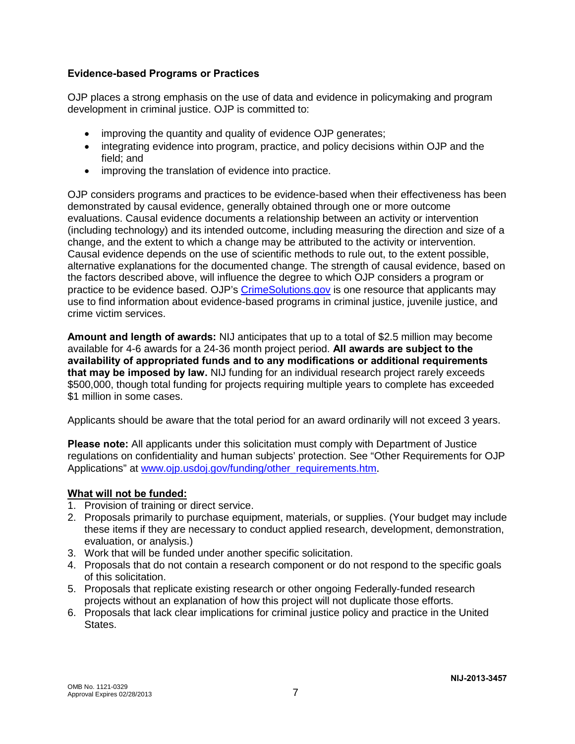**Evidence-based Programs or Practices**

OJP places a strong emphasis on the use of data and evidence in policymaking and program development in criminal justice. OJP is committed to:

- improving the quantity and quality of evidence OJP generates;
- integrating evidence into program, practice, and policy decisions within OJP and the field; and
- improving the translation of evidence into practice.

OJP considers programs and practices to be evidence-based when their effectiveness has been demonstrated by causal evidence, generally obtained through one or more outcome evaluations. Causal evidence documents a relationship between an activity or intervention (including technology) and its intended outcome, including measuring the direction and size of a change, and the extent to which a change may be attributed to the activity or intervention. Causal evidence depends on the use of scientific methods to rule out, to the extent possible, alternative explanations for the documented change. The strength of causal evidence, based on the factors described above, will influence the degree to which OJP considers a program or practice to be evidence based. OJP's [CrimeSolutions.gov](http://www.crimesolutions.gov) is one resource that applicants may use to find information about evidence-based programs in criminal justice, juvenile justice, and crime victim services.

**Amount and length of awards:** NIJ anticipates that up to a total of $2.5 million may become available for 4-6 awards for a 24-36 month project period. **All awards are subject to the availability of appropriated funds and to any modifications or additional requirements that may be imposed by law.** NIJ funding for an individual research project rarely exceeds $500,000, though total funding for projects requiring multiple years to complete has exceeded $1 million in some cases.

Applicants should be aware that the total period for an award ordinarily will not exceed 3 years.

**Please note:** All applicants under this solicitation must comply with Department of Justice regulations on confidentiality and human subjects' protection. See "Other Requirements for OJP Applications" at [www.ojp.usdoj.gov/funding/other_requirements.htm](http://www.ojp.usdoj.gov/funding/other_requirements.htm).

**What will not be funded:**

1. Provision of training or direct service.
2. Proposals primarily to purchase equipment, materials, or supplies. (Your budget may include these items if they are necessary to conduct applied research, development, demonstration, evaluation, or analysis.)
3. Work that will be funded under another specific solicitation.
4. Proposals that do not contain a research component or do not respond to the specific goals of this solicitation.
5. Proposals that replicate existing research or other ongoing Federally-funded research projects without an explanation of how this project will not duplicate those efforts.
6. Proposals that lack clear implications for criminal justice policy and practice in the United States.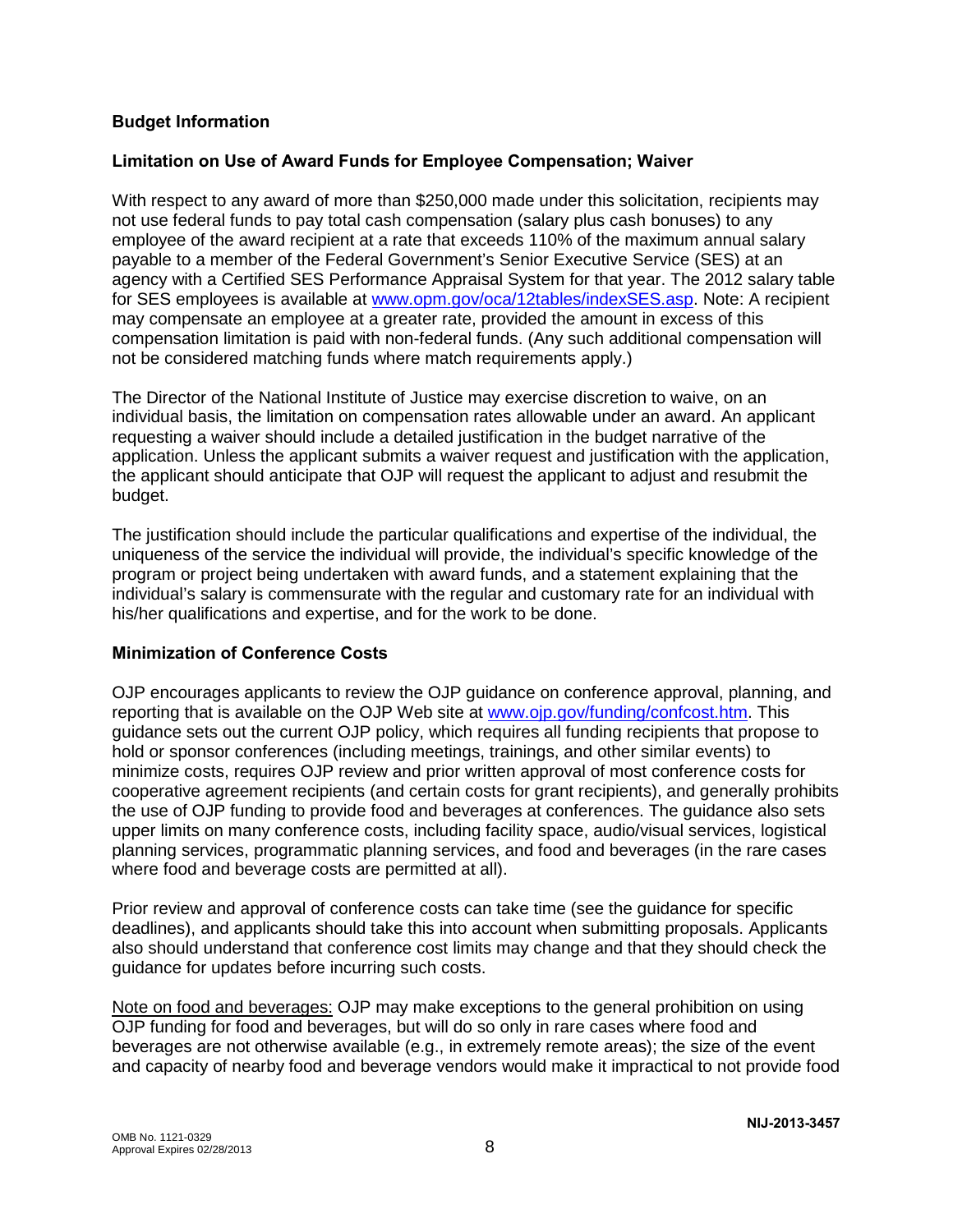### Budget Information

### Limitation on Use of Award Funds for Employee Compensation; Waiver

With respect to any award of more than $250,000 made under this solicitation, recipients may not use federal funds to pay total cash compensation (salary plus cash bonuses) to any employee of the award recipient at a rate that exceeds 110% of the maximum annual salary payable to a member of the Federal Government's Senior Executive Service (SES) at an agency with a Certified SES Performance Appraisal System for that year. The 2012 salary table for SES employees is available at [www.opm.gov/oca/12tables/indexSES.asp](www.opm.gov/oca/12tables/indexSES.asp). Note: A recipient may compensate an employee at a greater rate, provided the amount in excess of this compensation limitation is paid with non-federal funds. (Any such additional compensation will not be considered matching funds where match requirements apply.)

The Director of the National Institute of Justice may exercise discretion to waive, on an individual basis, the limitation on compensation rates allowable under an award. An applicant requesting a waiver should include a detailed justification in the budget narrative of the application. Unless the applicant submits a waiver request and justification with the application, the applicant should anticipate that OJP will request the applicant to adjust and resubmit the budget.

The justification should include the particular qualifications and expertise of the individual, the uniqueness of the service the individual will provide, the individual's specific knowledge of the program or project being undertaken with award funds, and a statement explaining that the individual's salary is commensurate with the regular and customary rate for an individual with his/her qualifications and expertise, and for the work to be done.

### Minimization of Conference Costs

OJP encourages applicants to review the OJP guidance on conference approval, planning, and reporting that is available on the OJP Web site at [www.ojp.gov/funding/confcost.htm](www.ojp.gov/funding/confcost.htm). This guidance sets out the current OJP policy, which requires all funding recipients that propose to hold or sponsor conferences (including meetings, trainings, and other similar events) to minimize costs, requires OJP review and prior written approval of most conference costs for cooperative agreement recipients (and certain costs for grant recipients), and generally prohibits the use of OJP funding to provide food and beverages at conferences. The guidance also sets upper limits on many conference costs, including facility space, audio/visual services, logistical planning services, programmatic planning services, and food and beverages (in the rare cases where food and beverage costs are permitted at all).

Prior review and approval of conference costs can take time (see the guidance for specific deadlines), and applicants should take this into account when submitting proposals. Applicants also should understand that conference cost limits may change and that they should check the guidance for updates before incurring such costs.

Note on food and beverages: OJP may make exceptions to the general prohibition on using OJP funding for food and beverages, but will do so only in rare cases where food and beverages are not otherwise available (e.g., in extremely remote areas); the size of the event and capacity of nearby food and beverage vendors would make it impractical to not provide food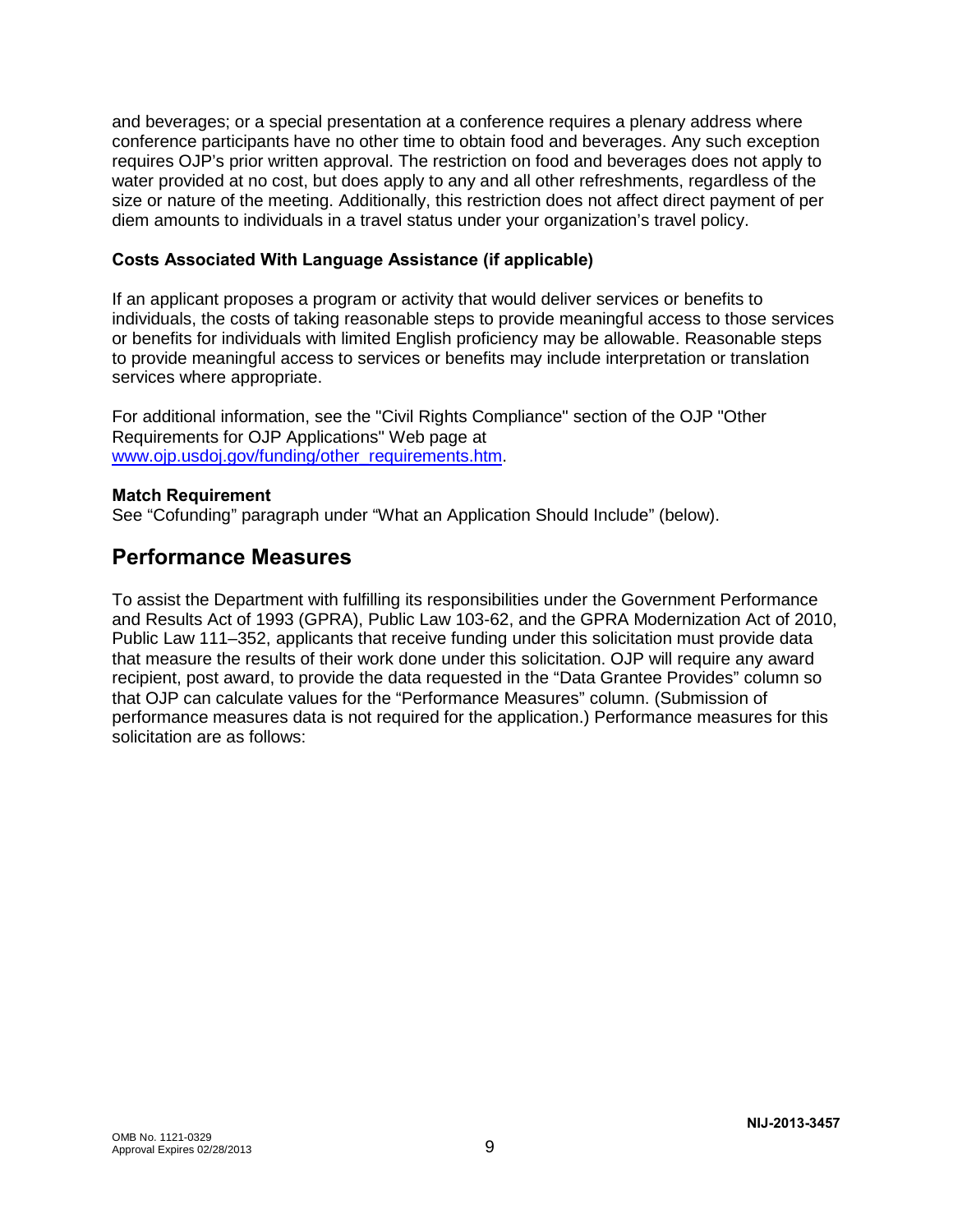and beverages; or a special presentation at a conference requires a plenary address where conference participants have no other time to obtain food and beverages. Any such exception requires OJP's prior written approval. The restriction on food and beverages does not apply to water provided at no cost, but does apply to any and all other refreshments, regardless of the size or nature of the meeting. Additionally, this restriction does not affect direct payment of per diem amounts to individuals in a travel status under your organization's travel policy.

**Costs Associated With Language Assistance (if applicable)**

If an applicant proposes a program or activity that would deliver services or benefits to individuals, the costs of taking reasonable steps to provide meaningful access to those services or benefits for individuals with limited English proficiency may be allowable. Reasonable steps to provide meaningful access to services or benefits may include interpretation or translation services where appropriate.

For additional information, see the "Civil Rights Compliance" section of the OJP "Other Requirements for OJP Applications" Web page at [www.ojp.usdoj.gov/funding/other_requirements.htm](http://www.ojp.usdoj.gov/funding/other_requirements.htm).

**Match Requirement**
See "Cofunding" paragraph under "What an Application Should Include" (below).

## Performance Measures

To assist the Department with fulfilling its responsibilities under the Government Performance and Results Act of 1993 (GPRA), Public Law 103-62, and the GPRA Modernization Act of 2010, Public Law 111–352, applicants that receive funding under this solicitation must provide data that measure the results of their work done under this solicitation. OJP will require any award recipient, post award, to provide the data requested in the "Data Grantee Provides" column so that OJP can calculate values for the "Performance Measures" column. (Submission of performance measures data is not required for the application.) Performance measures for this solicitation are as follows: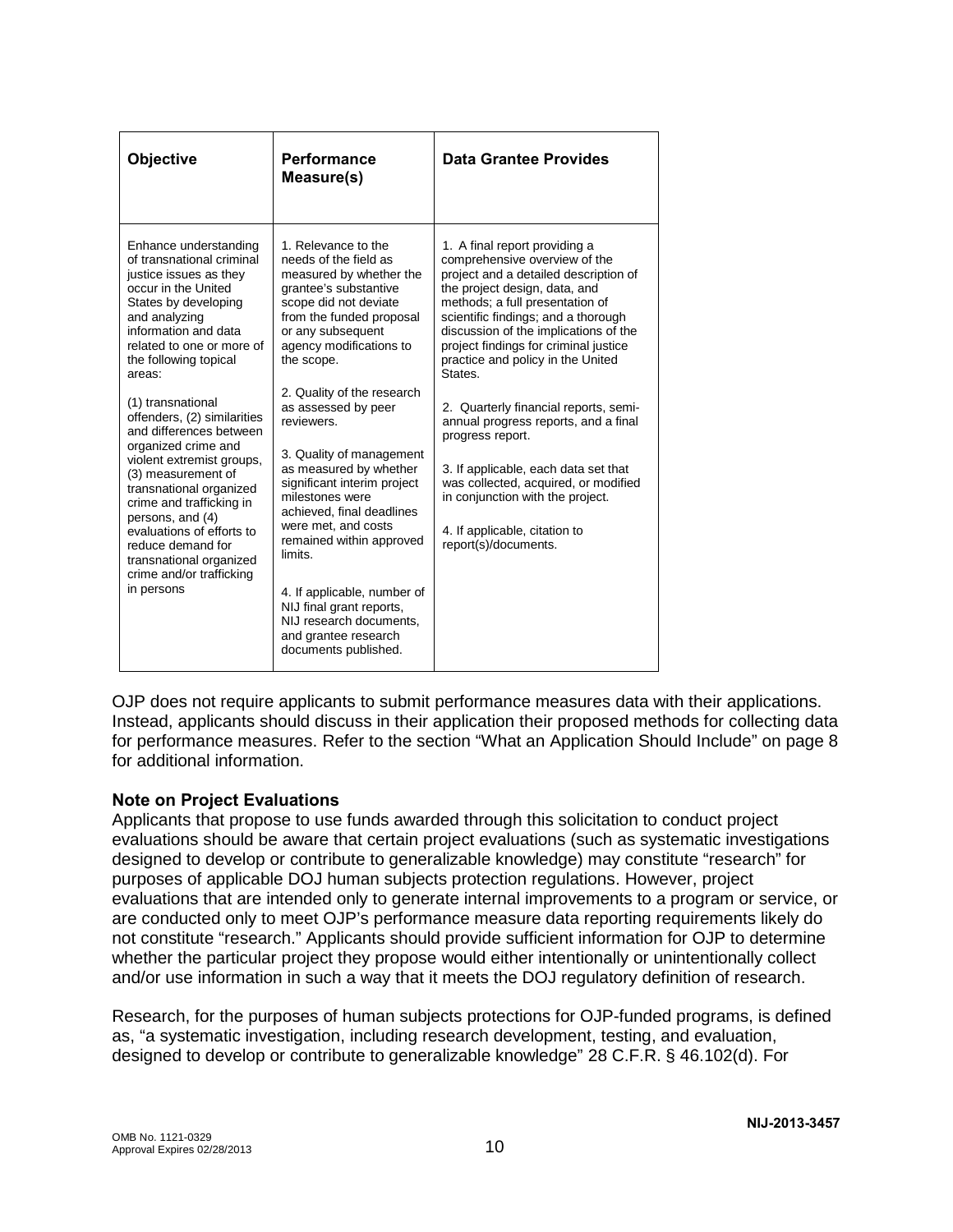| Objective | Performance Measure(s) | Data Grantee Provides |
|---|---|---|
| Enhance understanding of transnational criminal justice issues as they occur in the United States by developing and analyzing information and data related to one or more of the following topical areas:<br><br>(1) transnational offenders, (2) similarities and differences between organized crime and violent extremist groups, (3) measurement of transnational organized crime and trafficking in persons, and (4) evaluations of efforts to reduce demand for transnational organized crime and/or trafficking in persons | 1. Relevance to the needs of the field as measured by whether the grantee's substantive scope did not deviate from the funded proposal or any subsequent agency modifications to the scope.<br><br>2. Quality of the research as assessed by peer reviewers.<br><br>3. Quality of management as measured by whether significant interim project milestones were achieved, final deadlines were met, and costs remained within approved limits.<br><br>4. If applicable, number of NIJ final grant reports, NIJ research documents, and grantee research documents published. | 1. A final report providing a comprehensive overview of the project and a detailed description of the project design, data, and methods; a full presentation of scientific findings; and a thorough discussion of the implications of the project findings for criminal justice practice and policy in the United States.<br><br>2. Quarterly financial reports, semi-annual progress reports, and a final progress report.<br><br>3. If applicable, each data set that was collected, acquired, or modified in conjunction with the project.<br><br>4. If applicable, citation to report(s)/documents. |

OJP does not require applicants to submit performance measures data with their applications. Instead, applicants should discuss in their application their proposed methods for collecting data for performance measures. Refer to the section "What an Application Should Include" on page 8 for additional information.

**Note on Project Evaluations**

Applicants that propose to use funds awarded through this solicitation to conduct project evaluations should be aware that certain project evaluations (such as systematic investigations designed to develop or contribute to generalizable knowledge) may constitute "research" for purposes of applicable DOJ human subjects protection regulations. However, project evaluations that are intended only to generate internal improvements to a program or service, or are conducted only to meet OJP's performance measure data reporting requirements likely do not constitute "research." Applicants should provide sufficient information for OJP to determine whether the particular project they propose would either intentionally or unintentionally collect and/or use information in such a way that it meets the DOJ regulatory definition of research.

Research, for the purposes of human subjects protections for OJP-funded programs, is defined as, "a systematic investigation, including research development, testing, and evaluation, designed to develop or contribute to generalizable knowledge" 28 C.F.R. § 46.102(d). For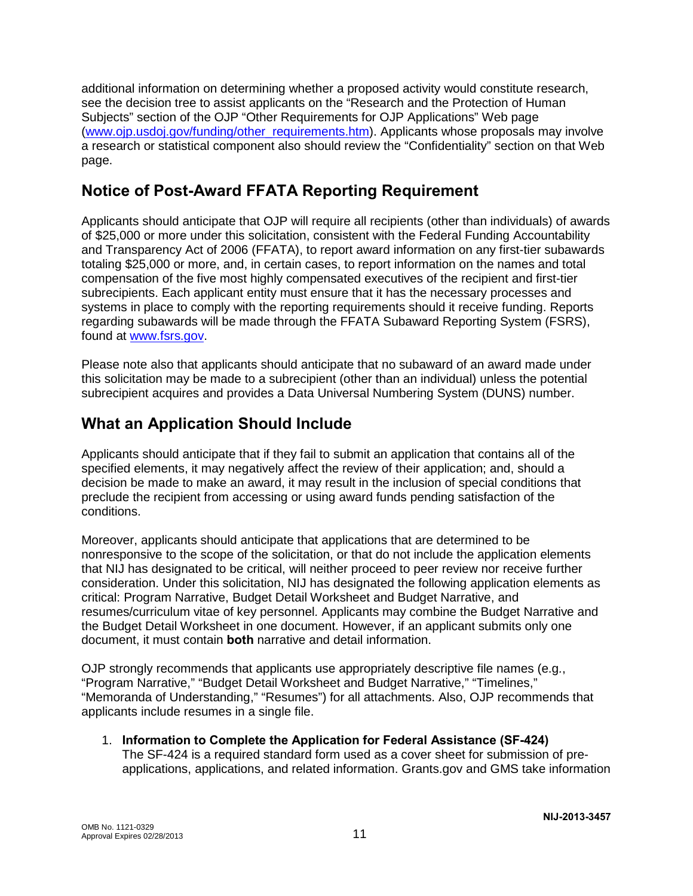additional information on determining whether a proposed activity would constitute research, see the decision tree to assist applicants on the "Research and the Protection of Human Subjects" section of the OJP "Other Requirements for OJP Applications" Web page (www.ojp.usdoj.gov/funding/other_requirements.htm). Applicants whose proposals may involve a research or statistical component also should review the "Confidentiality" section on that Web page.

## Notice of Post-Award FFATA Reporting Requirement

Applicants should anticipate that OJP will require all recipients (other than individuals) of awards of $25,000 or more under this solicitation, consistent with the Federal Funding Accountability and Transparency Act of 2006 (FFATA), to report award information on any first-tier subawards totaling $25,000 or more, and, in certain cases, to report information on the names and total compensation of the five most highly compensated executives of the recipient and first-tier subrecipients. Each applicant entity must ensure that it has the necessary processes and systems in place to comply with the reporting requirements should it receive funding. Reports regarding subawards will be made through the FFATA Subaward Reporting System (FSRS), found at www.fsrs.gov.

Please note also that applicants should anticipate that no subaward of an award made under this solicitation may be made to a subrecipient (other than an individual) unless the potential subrecipient acquires and provides a Data Universal Numbering System (DUNS) number.

## What an Application Should Include

Applicants should anticipate that if they fail to submit an application that contains all of the specified elements, it may negatively affect the review of their application; and, should a decision be made to make an award, it may result in the inclusion of special conditions that preclude the recipient from accessing or using award funds pending satisfaction of the conditions.

Moreover, applicants should anticipate that applications that are determined to be nonresponsive to the scope of the solicitation, or that do not include the application elements that NIJ has designated to be critical, will neither proceed to peer review nor receive further consideration. Under this solicitation, NIJ has designated the following application elements as critical: Program Narrative, Budget Detail Worksheet and Budget Narrative, and resumes/curriculum vitae of key personnel. Applicants may combine the Budget Narrative and the Budget Detail Worksheet in one document. However, if an applicant submits only one document, it must contain **both** narrative and detail information.

OJP strongly recommends that applicants use appropriately descriptive file names (e.g., "Program Narrative," "Budget Detail Worksheet and Budget Narrative," "Timelines," "Memoranda of Understanding," "Resumes") for all attachments. Also, OJP recommends that applicants include resumes in a single file.

1. **Information to Complete the Application for Federal Assistance (SF-424)**
   The SF-424 is a required standard form used as a cover sheet for submission of pre-applications, applications, and related information. Grants.gov and GMS take information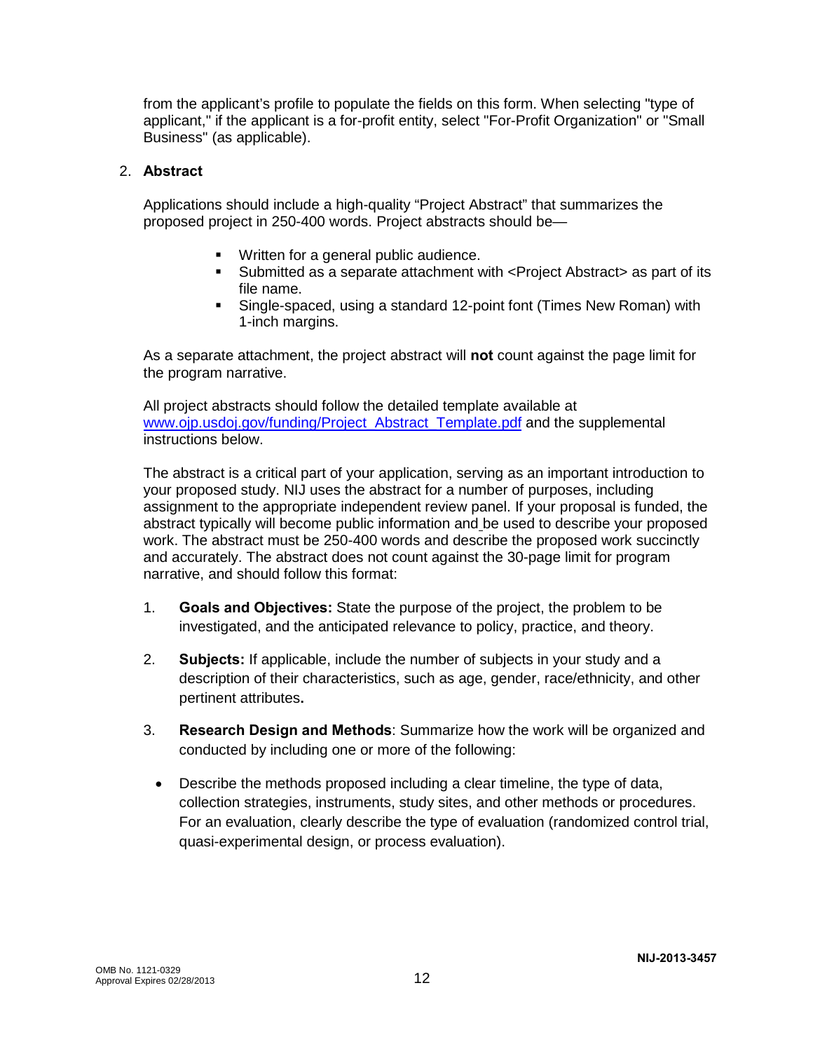from the applicant's profile to populate the fields on this form. When selecting "type of applicant," if the applicant is a for-profit entity, select "For-Profit Organization" or "Small Business" (as applicable).

2. **Abstract**

   Applications should include a high-quality "Project Abstract" that summarizes the proposed project in 250-400 words. Project abstracts should be—

   - Written for a general public audience.
   - Submitted as a separate attachment with <Project Abstract> as part of its file name.
   - Single-spaced, using a standard 12-point font (Times New Roman) with 1-inch margins.

   As a separate attachment, the project abstract will **not** count against the page limit for the program narrative.

   All project abstracts should follow the detailed template available at [www.ojp.usdoj.gov/funding/Project_Abstract_Template.pdf](http://www.ojp.usdoj.gov/funding/Project_Abstract_Template.pdf) and the supplemental instructions below.

   The abstract is a critical part of your application, serving as an important introduction to your proposed study. NIJ uses the abstract for a number of purposes, including assignment to the appropriate independent review panel. If your proposal is funded, the abstract typically will become public information and be used to describe your proposed work. The abstract must be 250-400 words and describe the proposed work succinctly and accurately. The abstract does not count against the 30-page limit for program narrative, and should follow this format:

   1. **Goals and Objectives:** State the purpose of the project, the problem to be investigated, and the anticipated relevance to policy, practice, and theory.

   2. **Subjects:** If applicable, include the number of subjects in your study and a description of their characteristics, such as age, gender, race/ethnicity, and other pertinent attributes**.**

   3. **Research Design and Methods**: Summarize how the work will be organized and conducted by including one or more of the following:

      - Describe the methods proposed including a clear timeline, the type of data, collection strategies, instruments, study sites, and other methods or procedures. For an evaluation, clearly describe the type of evaluation (randomized control trial, quasi-experimental design, or process evaluation).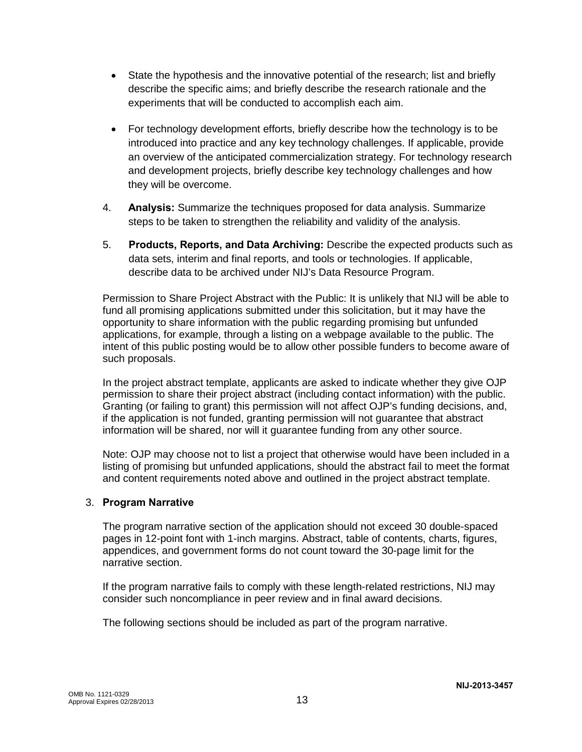- State the hypothesis and the innovative potential of the research; list and briefly describe the specific aims; and briefly describe the research rationale and the experiments that will be conducted to accomplish each aim.

- For technology development efforts, briefly describe how the technology is to be introduced into practice and any key technology challenges. If applicable, provide an overview of the anticipated commercialization strategy. For technology research and development projects, briefly describe key technology challenges and how they will be overcome.

4. **Analysis:** Summarize the techniques proposed for data analysis. Summarize steps to be taken to strengthen the reliability and validity of the analysis.

5. **Products, Reports, and Data Archiving:** Describe the expected products such as data sets, interim and final reports, and tools or technologies. If applicable, describe data to be archived under NIJ's Data Resource Program.

Permission to Share Project Abstract with the Public: It is unlikely that NIJ will be able to fund all promising applications submitted under this solicitation, but it may have the opportunity to share information with the public regarding promising but unfunded applications, for example, through a listing on a webpage available to the public. The intent of this public posting would be to allow other possible funders to become aware of such proposals.

In the project abstract template, applicants are asked to indicate whether they give OJP permission to share their project abstract (including contact information) with the public. Granting (or failing to grant) this permission will not affect OJP's funding decisions, and, if the application is not funded, granting permission will not guarantee that abstract information will be shared, nor will it guarantee funding from any other source.

Note: OJP may choose not to list a project that otherwise would have been included in a listing of promising but unfunded applications, should the abstract fail to meet the format and content requirements noted above and outlined in the project abstract template.

3. **Program Narrative**

The program narrative section of the application should not exceed 30 double-spaced pages in 12-point font with 1-inch margins. Abstract, table of contents, charts, figures, appendices, and government forms do not count toward the 30-page limit for the narrative section.

If the program narrative fails to comply with these length-related restrictions, NIJ may consider such noncompliance in peer review and in final award decisions.

The following sections should be included as part of the program narrative.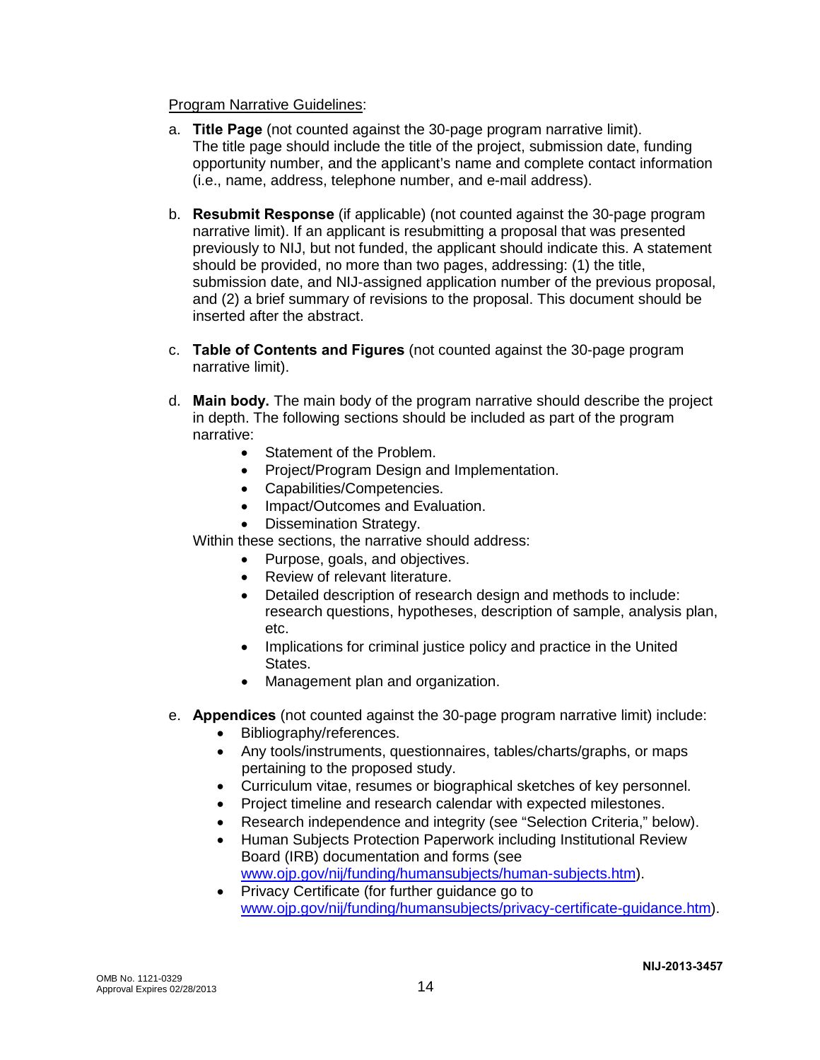<u>Program Narrative Guidelines</u>:

a. **Title Page** (not counted against the 30-page program narrative limit). The title page should include the title of the project, submission date, funding opportunity number, and the applicant's name and complete contact information (i.e., name, address, telephone number, and e-mail address).

b. **Resubmit Response** (if applicable) (not counted against the 30-page program narrative limit). If an applicant is resubmitting a proposal that was presented previously to NIJ, but not funded, the applicant should indicate this. A statement should be provided, no more than two pages, addressing: (1) the title, submission date, and NIJ-assigned application number of the previous proposal, and (2) a brief summary of revisions to the proposal. This document should be inserted after the abstract.

c. **Table of Contents and Figures** (not counted against the 30-page program narrative limit).

d. **Main body.** The main body of the program narrative should describe the project in depth. The following sections should be included as part of the program narrative:
   - Statement of the Problem.
   - Project/Program Design and Implementation.
   - Capabilities/Competencies.
   - Impact/Outcomes and Evaluation.
   - Dissemination Strategy.

   Within these sections, the narrative should address:
   - Purpose, goals, and objectives.
   - Review of relevant literature.
   - Detailed description of research design and methods to include: research questions, hypotheses, description of sample, analysis plan, etc.
   - Implications for criminal justice policy and practice in the United States.
   - Management plan and organization.

e. **Appendices** (not counted against the 30-page program narrative limit) include:
   - Bibliography/references.
   - Any tools/instruments, questionnaires, tables/charts/graphs, or maps pertaining to the proposed study.
   - Curriculum vitae, resumes or biographical sketches of key personnel.
   - Project timeline and research calendar with expected milestones.
   - Research independence and integrity (see "Selection Criteria," below).
   - Human Subjects Protection Paperwork including Institutional Review Board (IRB) documentation and forms (see www.ojp.gov/nij/funding/humansubjects/human-subjects.htm).
   - Privacy Certificate (for further guidance go to www.ojp.gov/nij/funding/humansubjects/privacy-certificate-guidance.htm).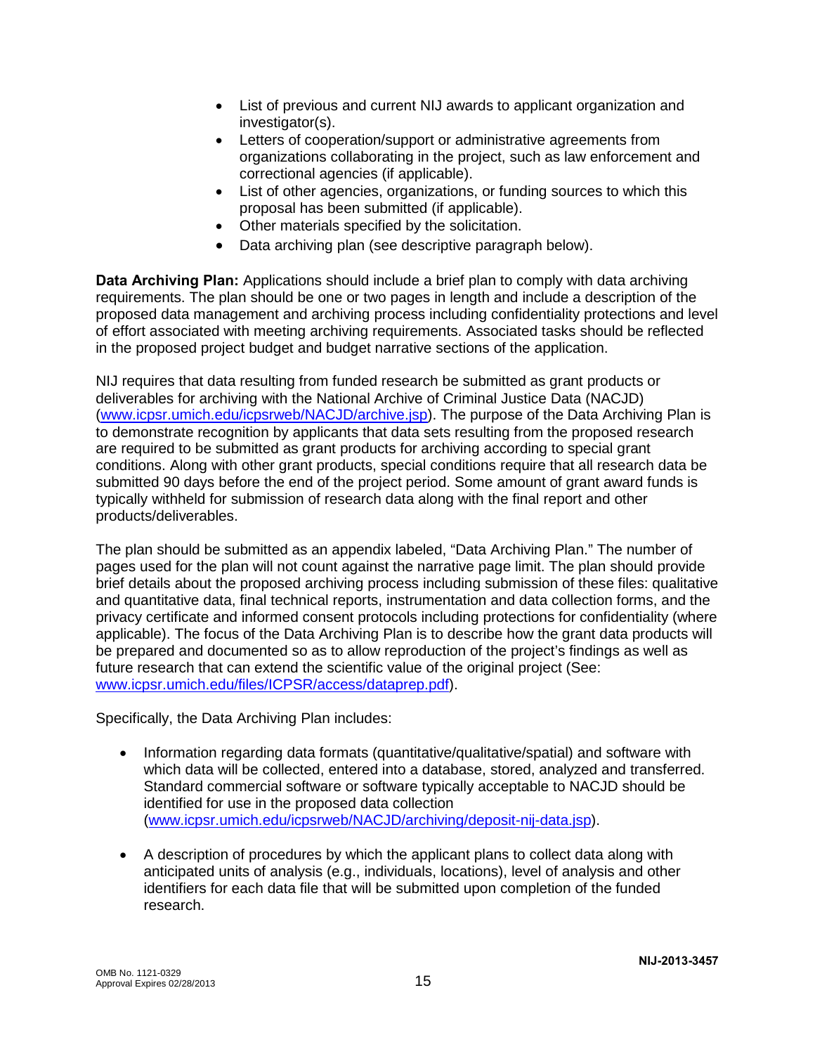- List of previous and current NIJ awards to applicant organization and investigator(s).
- Letters of cooperation/support or administrative agreements from organizations collaborating in the project, such as law enforcement and correctional agencies (if applicable).
- List of other agencies, organizations, or funding sources to which this proposal has been submitted (if applicable).
- Other materials specified by the solicitation.
- Data archiving plan (see descriptive paragraph below).

**Data Archiving Plan:** Applications should include a brief plan to comply with data archiving requirements. The plan should be one or two pages in length and include a description of the proposed data management and archiving process including confidentiality protections and level of effort associated with meeting archiving requirements. Associated tasks should be reflected in the proposed project budget and budget narrative sections of the application.

NIJ requires that data resulting from funded research be submitted as grant products or deliverables for archiving with the National Archive of Criminal Justice Data (NACJD) (www.icpsr.umich.edu/icpsrweb/NACJD/archive.jsp). The purpose of the Data Archiving Plan is to demonstrate recognition by applicants that data sets resulting from the proposed research are required to be submitted as grant products for archiving according to special grant conditions. Along with other grant products, special conditions require that all research data be submitted 90 days before the end of the project period. Some amount of grant award funds is typically withheld for submission of research data along with the final report and other products/deliverables.

The plan should be submitted as an appendix labeled, "Data Archiving Plan." The number of pages used for the plan will not count against the narrative page limit. The plan should provide brief details about the proposed archiving process including submission of these files: qualitative and quantitative data, final technical reports, instrumentation and data collection forms, and the privacy certificate and informed consent protocols including protections for confidentiality (where applicable). The focus of the Data Archiving Plan is to describe how the grant data products will be prepared and documented so as to allow reproduction of the project's findings as well as future research that can extend the scientific value of the original project (See: www.icpsr.umich.edu/files/ICPSR/access/dataprep.pdf).

Specifically, the Data Archiving Plan includes:

- Information regarding data formats (quantitative/qualitative/spatial) and software with which data will be collected, entered into a database, stored, analyzed and transferred. Standard commercial software or software typically acceptable to NACJD should be identified for use in the proposed data collection (www.icpsr.umich.edu/icpsrweb/NACJD/archiving/deposit-nij-data.jsp).

- A description of procedures by which the applicant plans to collect data along with anticipated units of analysis (e.g., individuals, locations), level of analysis and other identifiers for each data file that will be submitted upon completion of the funded research.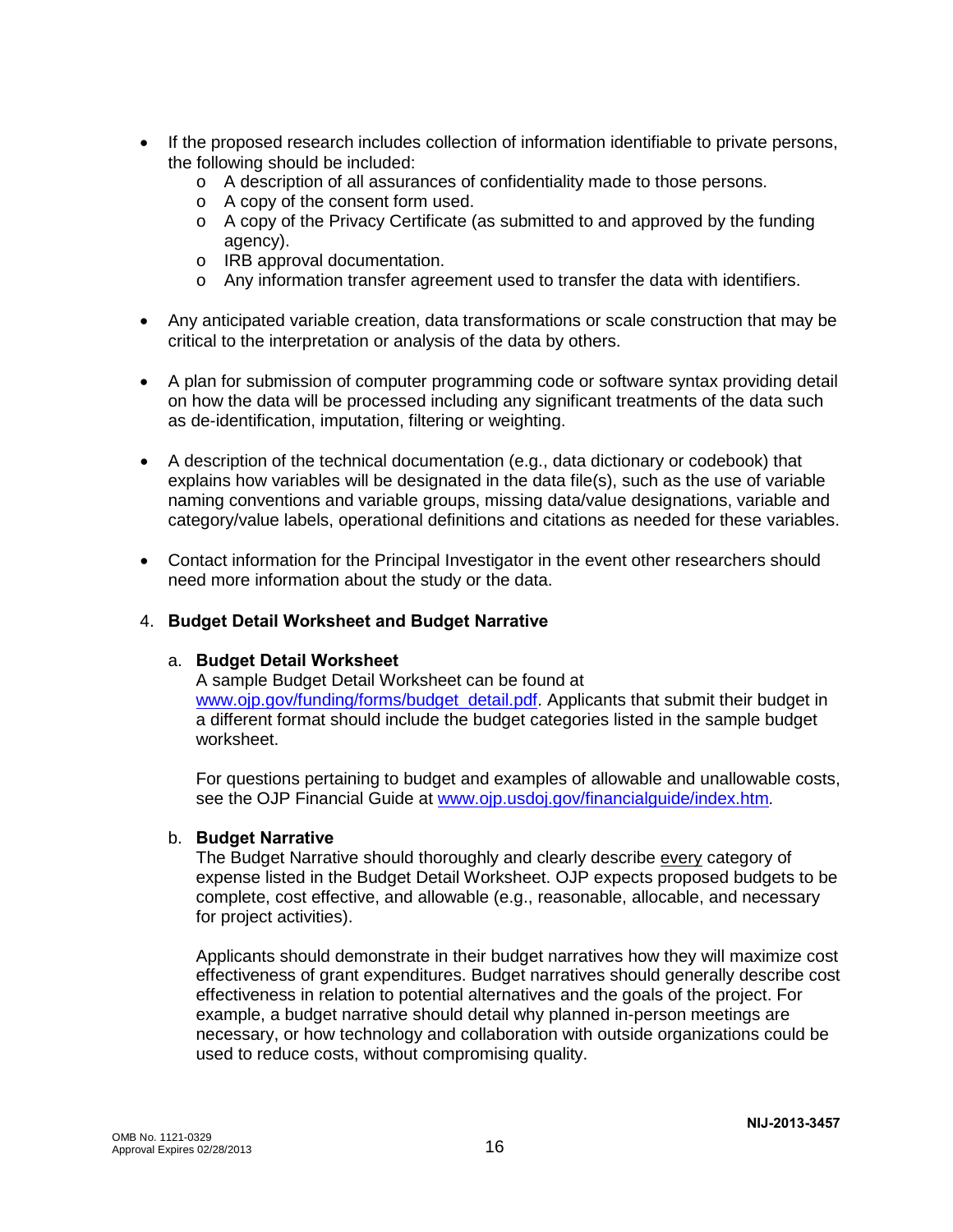- If the proposed research includes collection of information identifiable to private persons, the following should be included:
  - A description of all assurances of confidentiality made to those persons.
  - A copy of the consent form used.
  - A copy of the Privacy Certificate (as submitted to and approved by the funding agency).
  - IRB approval documentation.
  - Any information transfer agreement used to transfer the data with identifiers.

- Any anticipated variable creation, data transformations or scale construction that may be critical to the interpretation or analysis of the data by others.

- A plan for submission of computer programming code or software syntax providing detail on how the data will be processed including any significant treatments of the data such as de-identification, imputation, filtering or weighting.

- A description of the technical documentation (e.g., data dictionary or codebook) that explains how variables will be designated in the data file(s), such as the use of variable naming conventions and variable groups, missing data/value designations, variable and category/value labels, operational definitions and citations as needed for these variables.

- Contact information for the Principal Investigator in the event other researchers should need more information about the study or the data.

4. **Budget Detail Worksheet and Budget Narrative**

   a. **Budget Detail Worksheet**
   A sample Budget Detail Worksheet can be found at [www.ojp.gov/funding/forms/budget_detail.pdf](www.ojp.gov/funding/forms/budget_detail.pdf). Applicants that submit their budget in a different format should include the budget categories listed in the sample budget worksheet.

   For questions pertaining to budget and examples of allowable and unallowable costs, see the OJP Financial Guide at [www.ojp.usdoj.gov/financialguide/index.htm](www.ojp.usdoj.gov/financialguide/index.htm).

   b. **Budget Narrative**
   The Budget Narrative should thoroughly and clearly describe every category of expense listed in the Budget Detail Worksheet. OJP expects proposed budgets to be complete, cost effective, and allowable (e.g., reasonable, allocable, and necessary for project activities).

   Applicants should demonstrate in their budget narratives how they will maximize cost effectiveness of grant expenditures. Budget narratives should generally describe cost effectiveness in relation to potential alternatives and the goals of the project. For example, a budget narrative should detail why planned in-person meetings are necessary, or how technology and collaboration with outside organizations could be used to reduce costs, without compromising quality.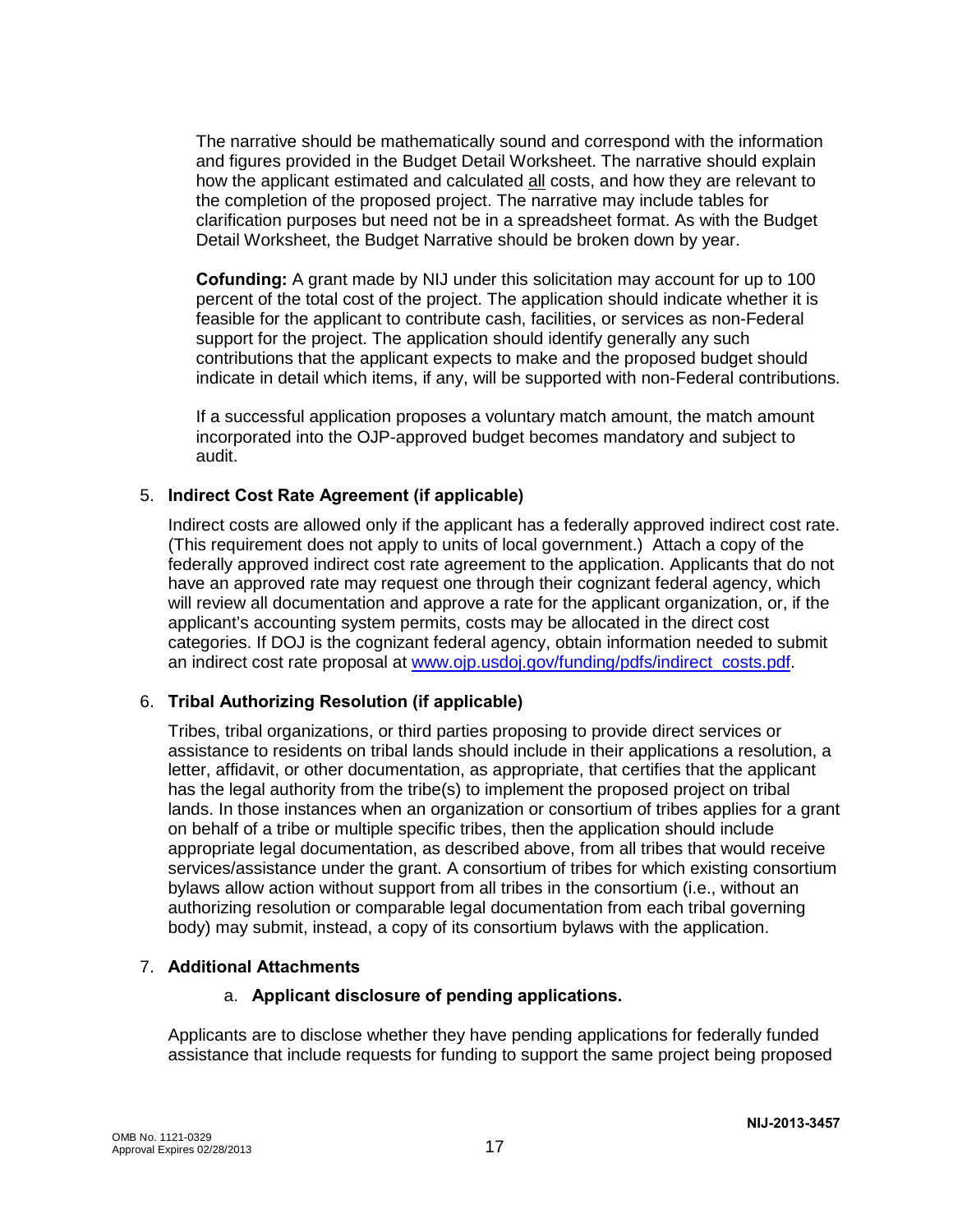The narrative should be mathematically sound and correspond with the information and figures provided in the Budget Detail Worksheet. The narrative should explain how the applicant estimated and calculated all costs, and how they are relevant to the completion of the proposed project. The narrative may include tables for clarification purposes but need not be in a spreadsheet format. As with the Budget Detail Worksheet, the Budget Narrative should be broken down by year.

**Cofunding:** A grant made by NIJ under this solicitation may account for up to 100 percent of the total cost of the project. The application should indicate whether it is feasible for the applicant to contribute cash, facilities, or services as non-Federal support for the project. The application should identify generally any such contributions that the applicant expects to make and the proposed budget should indicate in detail which items, if any, will be supported with non-Federal contributions.

If a successful application proposes a voluntary match amount, the match amount incorporated into the OJP-approved budget becomes mandatory and subject to audit.

5. **Indirect Cost Rate Agreement (if applicable)**

   Indirect costs are allowed only if the applicant has a federally approved indirect cost rate. (This requirement does not apply to units of local government.) Attach a copy of the federally approved indirect cost rate agreement to the application. Applicants that do not have an approved rate may request one through their cognizant federal agency, which will review all documentation and approve a rate for the applicant organization, or, if the applicant's accounting system permits, costs may be allocated in the direct cost categories. If DOJ is the cognizant federal agency, obtain information needed to submit an indirect cost rate proposal at www.ojp.usdoj.gov/funding/pdfs/indirect_costs.pdf.

6. **Tribal Authorizing Resolution (if applicable)**

   Tribes, tribal organizations, or third parties proposing to provide direct services or assistance to residents on tribal lands should include in their applications a resolution, a letter, affidavit, or other documentation, as appropriate, that certifies that the applicant has the legal authority from the tribe(s) to implement the proposed project on tribal lands. In those instances when an organization or consortium of tribes applies for a grant on behalf of a tribe or multiple specific tribes, then the application should include appropriate legal documentation, as described above, from all tribes that would receive services/assistance under the grant. A consortium of tribes for which existing consortium bylaws allow action without support from all tribes in the consortium (i.e., without an authorizing resolution or comparable legal documentation from each tribal governing body) may submit, instead, a copy of its consortium bylaws with the application.

7. **Additional Attachments**

   a. **Applicant disclosure of pending applications.**

   Applicants are to disclose whether they have pending applications for federally funded assistance that include requests for funding to support the same project being proposed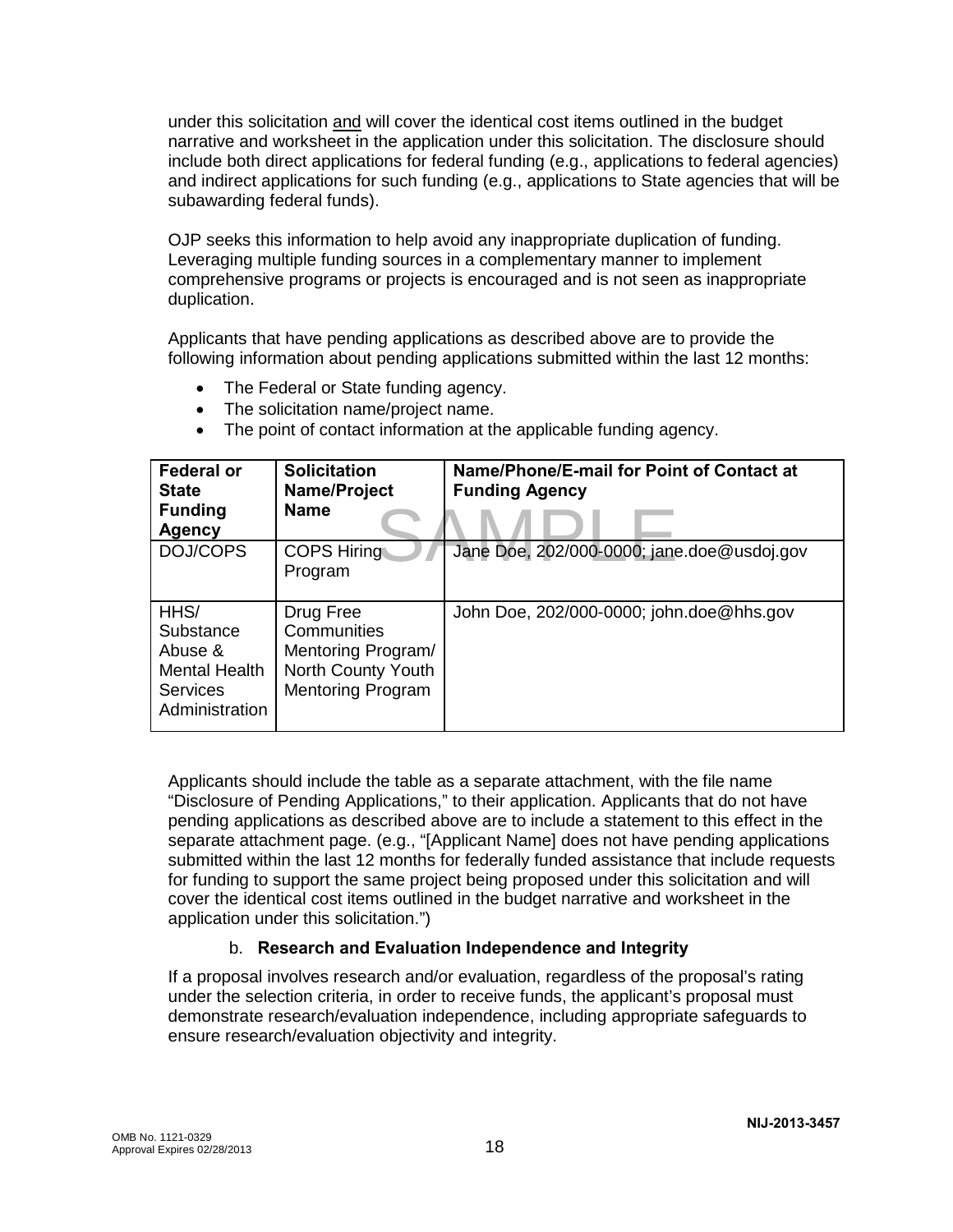under this solicitation and will cover the identical cost items outlined in the budget narrative and worksheet in the application under this solicitation. The disclosure should include both direct applications for federal funding (e.g., applications to federal agencies) and indirect applications for such funding (e.g., applications to State agencies that will be subawarding federal funds).

OJP seeks this information to help avoid any inappropriate duplication of funding. Leveraging multiple funding sources in a complementary manner to implement comprehensive programs or projects is encouraged and is not seen as inappropriate duplication.

Applicants that have pending applications as described above are to provide the following information about pending applications submitted within the last 12 months:

- The Federal or State funding agency.
- The solicitation name/project name.
- The point of contact information at the applicable funding agency.

| Federal or State Funding Agency | Solicitation Name/Project Name | Name/Phone/E-mail for Point of Contact at Funding Agency |
|---|---|---|
| DOJ/COPS | COPS Hiring Program | Jane Doe, 202/000-0000; jane.doe@usdoj.gov |
| HHS/ Substance Abuse & Mental Health Services Administration | Drug Free Communities Mentoring Program/ North County Youth Mentoring Program | John Doe, 202/000-0000; john.doe@hhs.gov |

SAMPLE

Applicants should include the table as a separate attachment, with the file name "Disclosure of Pending Applications," to their application. Applicants that do not have pending applications as described above are to include a statement to this effect in the separate attachment page. (e.g., "[Applicant Name] does not have pending applications submitted within the last 12 months for federally funded assistance that include requests for funding to support the same project being proposed under this solicitation and will cover the identical cost items outlined in the budget narrative and worksheet in the application under this solicitation.")

b. **Research and Evaluation Independence and Integrity**

If a proposal involves research and/or evaluation, regardless of the proposal's rating under the selection criteria, in order to receive funds, the applicant's proposal must demonstrate research/evaluation independence, including appropriate safeguards to ensure research/evaluation objectivity and integrity.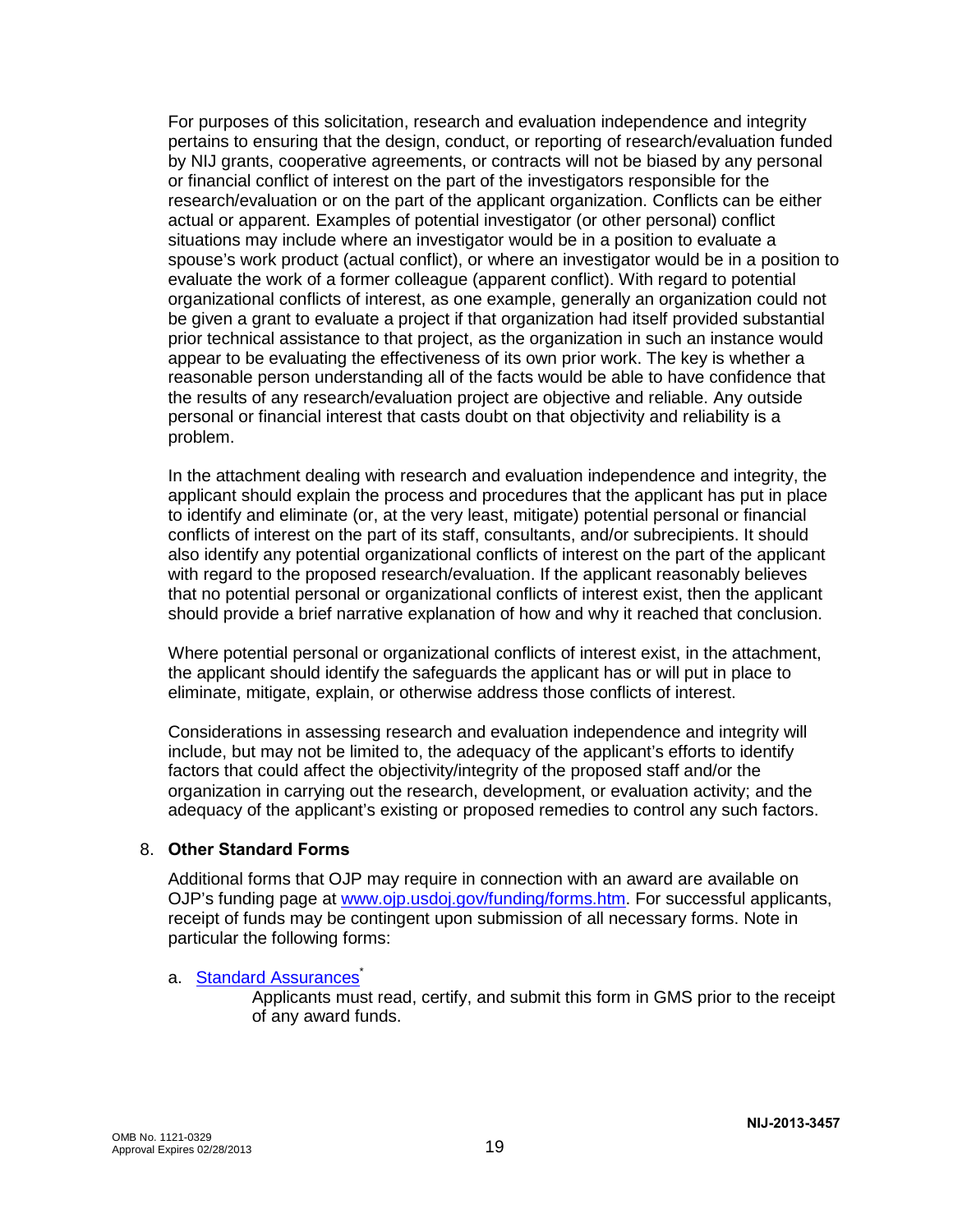For purposes of this solicitation, research and evaluation independence and integrity pertains to ensuring that the design, conduct, or reporting of research/evaluation funded by NIJ grants, cooperative agreements, or contracts will not be biased by any personal or financial conflict of interest on the part of the investigators responsible for the research/evaluation or on the part of the applicant organization. Conflicts can be either actual or apparent. Examples of potential investigator (or other personal) conflict situations may include where an investigator would be in a position to evaluate a spouse's work product (actual conflict), or where an investigator would be in a position to evaluate the work of a former colleague (apparent conflict). With regard to potential organizational conflicts of interest, as one example, generally an organization could not be given a grant to evaluate a project if that organization had itself provided substantial prior technical assistance to that project, as the organization in such an instance would appear to be evaluating the effectiveness of its own prior work. The key is whether a reasonable person understanding all of the facts would be able to have confidence that the results of any research/evaluation project are objective and reliable. Any outside personal or financial interest that casts doubt on that objectivity and reliability is a problem.

In the attachment dealing with research and evaluation independence and integrity, the applicant should explain the process and procedures that the applicant has put in place to identify and eliminate (or, at the very least, mitigate) potential personal or financial conflicts of interest on the part of its staff, consultants, and/or subrecipients. It should also identify any potential organizational conflicts of interest on the part of the applicant with regard to the proposed research/evaluation. If the applicant reasonably believes that no potential personal or organizational conflicts of interest exist, then the applicant should provide a brief narrative explanation of how and why it reached that conclusion.

Where potential personal or organizational conflicts of interest exist, in the attachment, the applicant should identify the safeguards the applicant has or will put in place to eliminate, mitigate, explain, or otherwise address those conflicts of interest.

Considerations in assessing research and evaluation independence and integrity will include, but may not be limited to, the adequacy of the applicant's efforts to identify factors that could affect the objectivity/integrity of the proposed staff and/or the organization in carrying out the research, development, or evaluation activity; and the adequacy of the applicant's existing or proposed remedies to control any such factors.

8. **Other Standard Forms**

   Additional forms that OJP may require in connection with an award are available on OJP's funding page at www.ojp.usdoj.gov/funding/forms.htm. For successful applicants, receipt of funds may be contingent upon submission of all necessary forms. Note in particular the following forms:

   a. Standard Assurances*

      Applicants must read, certify, and submit this form in GMS prior to the receipt of any award funds.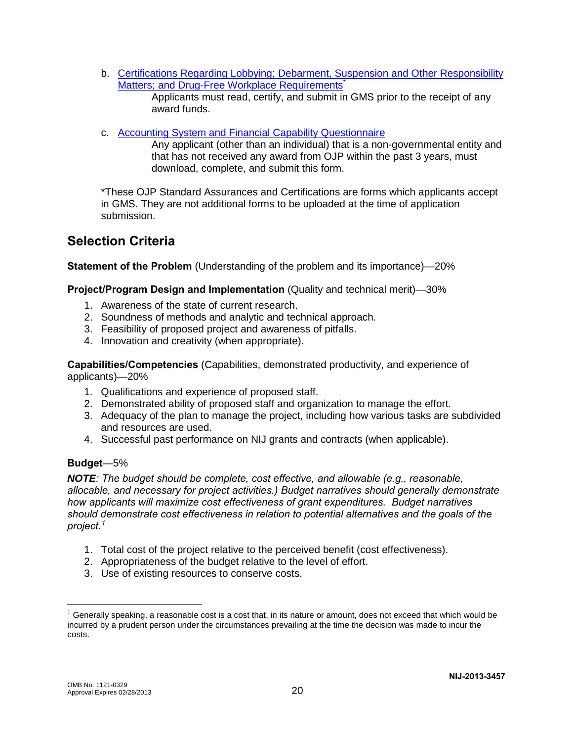b. Certifications Regarding Lobbying; Debarment, Suspension and Other Responsibility Matters; and Drug-Free Workplace Requirements*

   Applicants must read, certify, and submit in GMS prior to the receipt of any award funds.

c. Accounting System and Financial Capability Questionnaire

   Any applicant (other than an individual) that is a non-governmental entity and that has not received any award from OJP within the past 3 years, must download, complete, and submit this form.

*These OJP Standard Assurances and Certifications are forms which applicants accept in GMS. They are not additional forms to be uploaded at the time of application submission.

## Selection Criteria

**Statement of the Problem** (Understanding of the problem and its importance)—20%

**Project/Program Design and Implementation** (Quality and technical merit)—30%

1. Awareness of the state of current research.
2. Soundness of methods and analytic and technical approach.
3. Feasibility of proposed project and awareness of pitfalls.
4. Innovation and creativity (when appropriate).

**Capabilities/Competencies** (Capabilities, demonstrated productivity, and experience of applicants)—20%

1. Qualifications and experience of proposed staff.
2. Demonstrated ability of proposed staff and organization to manage the effort.
3. Adequacy of the plan to manage the project, including how various tasks are subdivided and resources are used.
4. Successful past performance on NIJ grants and contracts (when applicable).

**Budget**—5%

***NOTE****: The budget should be complete, cost effective, and allowable (e.g., reasonable, allocable, and necessary for project activities.) Budget narratives should generally demonstrate how applicants will maximize cost effectiveness of grant expenditures. Budget narratives should demonstrate cost effectiveness in relation to potential alternatives and the goals of the project.*[1]

1. Total cost of the project relative to the perceived benefit (cost effectiveness).
2. Appropriateness of the budget relative to the level of effort.
3. Use of existing resources to conserve costs.

---

[1] Generally speaking, a reasonable cost is a cost that, in its nature or amount, does not exceed that which would be incurred by a prudent person under the circumstances prevailing at the time the decision was made to incur the costs.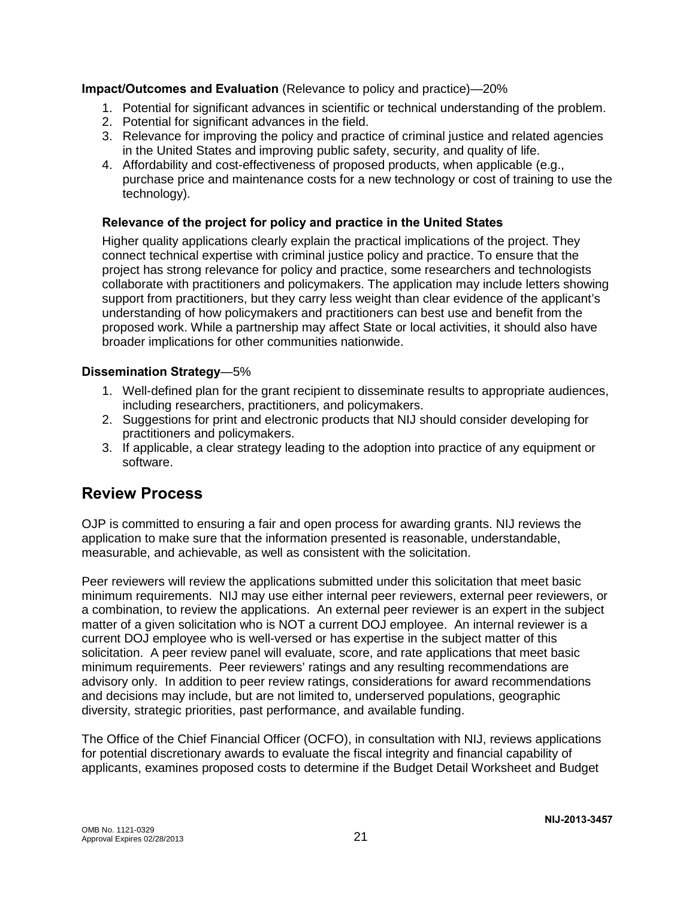**Impact/Outcomes and Evaluation** (Relevance to policy and practice)—20%

1. Potential for significant advances in scientific or technical understanding of the problem.
2. Potential for significant advances in the field.
3. Relevance for improving the policy and practice of criminal justice and related agencies in the United States and improving public safety, security, and quality of life.
4. Affordability and cost-effectiveness of proposed products, when applicable (e.g., purchase price and maintenance costs for a new technology or cost of training to use the technology).

**Relevance of the project for policy and practice in the United States**

Higher quality applications clearly explain the practical implications of the project. They connect technical expertise with criminal justice policy and practice. To ensure that the project has strong relevance for policy and practice, some researchers and technologists collaborate with practitioners and policymakers. The application may include letters showing support from practitioners, but they carry less weight than clear evidence of the applicant's understanding of how policymakers and practitioners can best use and benefit from the proposed work. While a partnership may affect State or local activities, it should also have broader implications for other communities nationwide.

**Dissemination Strategy**—5%

1. Well-defined plan for the grant recipient to disseminate results to appropriate audiences, including researchers, practitioners, and policymakers.
2. Suggestions for print and electronic products that NIJ should consider developing for practitioners and policymakers.
3. If applicable, a clear strategy leading to the adoption into practice of any equipment or software.

## Review Process

OJP is committed to ensuring a fair and open process for awarding grants. NIJ reviews the application to make sure that the information presented is reasonable, understandable, measurable, and achievable, as well as consistent with the solicitation.

Peer reviewers will review the applications submitted under this solicitation that meet basic minimum requirements. NIJ may use either internal peer reviewers, external peer reviewers, or a combination, to review the applications. An external peer reviewer is an expert in the subject matter of a given solicitation who is NOT a current DOJ employee. An internal reviewer is a current DOJ employee who is well-versed or has expertise in the subject matter of this solicitation. A peer review panel will evaluate, score, and rate applications that meet basic minimum requirements. Peer reviewers' ratings and any resulting recommendations are advisory only. In addition to peer review ratings, considerations for award recommendations and decisions may include, but are not limited to, underserved populations, geographic diversity, strategic priorities, past performance, and available funding.

The Office of the Chief Financial Officer (OCFO), in consultation with NIJ, reviews applications for potential discretionary awards to evaluate the fiscal integrity and financial capability of applicants, examines proposed costs to determine if the Budget Detail Worksheet and Budget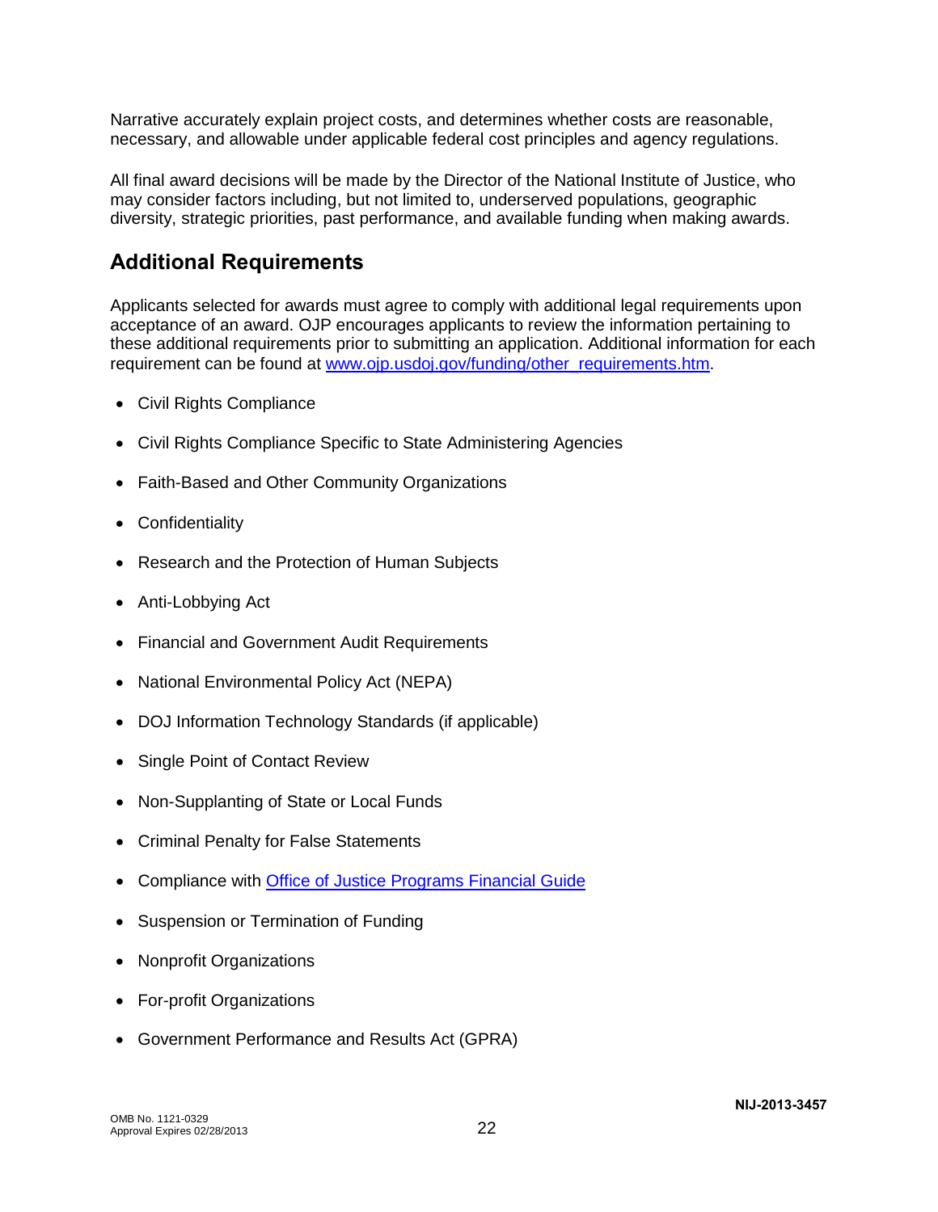Narrative accurately explain project costs, and determines whether costs are reasonable, necessary, and allowable under applicable federal cost principles and agency regulations.

All final award decisions will be made by the Director of the National Institute of Justice, who may consider factors including, but not limited to, underserved populations, geographic diversity, strategic priorities, past performance, and available funding when making awards.

## Additional Requirements

Applicants selected for awards must agree to comply with additional legal requirements upon acceptance of an award. OJP encourages applicants to review the information pertaining to these additional requirements prior to submitting an application. Additional information for each requirement can be found at [www.ojp.usdoj.gov/funding/other_requirements.htm](www.ojp.usdoj.gov/funding/other_requirements.htm).

- Civil Rights Compliance
- Civil Rights Compliance Specific to State Administering Agencies
- Faith-Based and Other Community Organizations
- Confidentiality
- Research and the Protection of Human Subjects
- Anti-Lobbying Act
- Financial and Government Audit Requirements
- National Environmental Policy Act (NEPA)
- DOJ Information Technology Standards (if applicable)
- Single Point of Contact Review
- Non-Supplanting of State or Local Funds
- Criminal Penalty for False Statements
- Compliance with Office of Justice Programs Financial Guide
- Suspension or Termination of Funding
- Nonprofit Organizations
- For-profit Organizations
- Government Performance and Results Act (GPRA)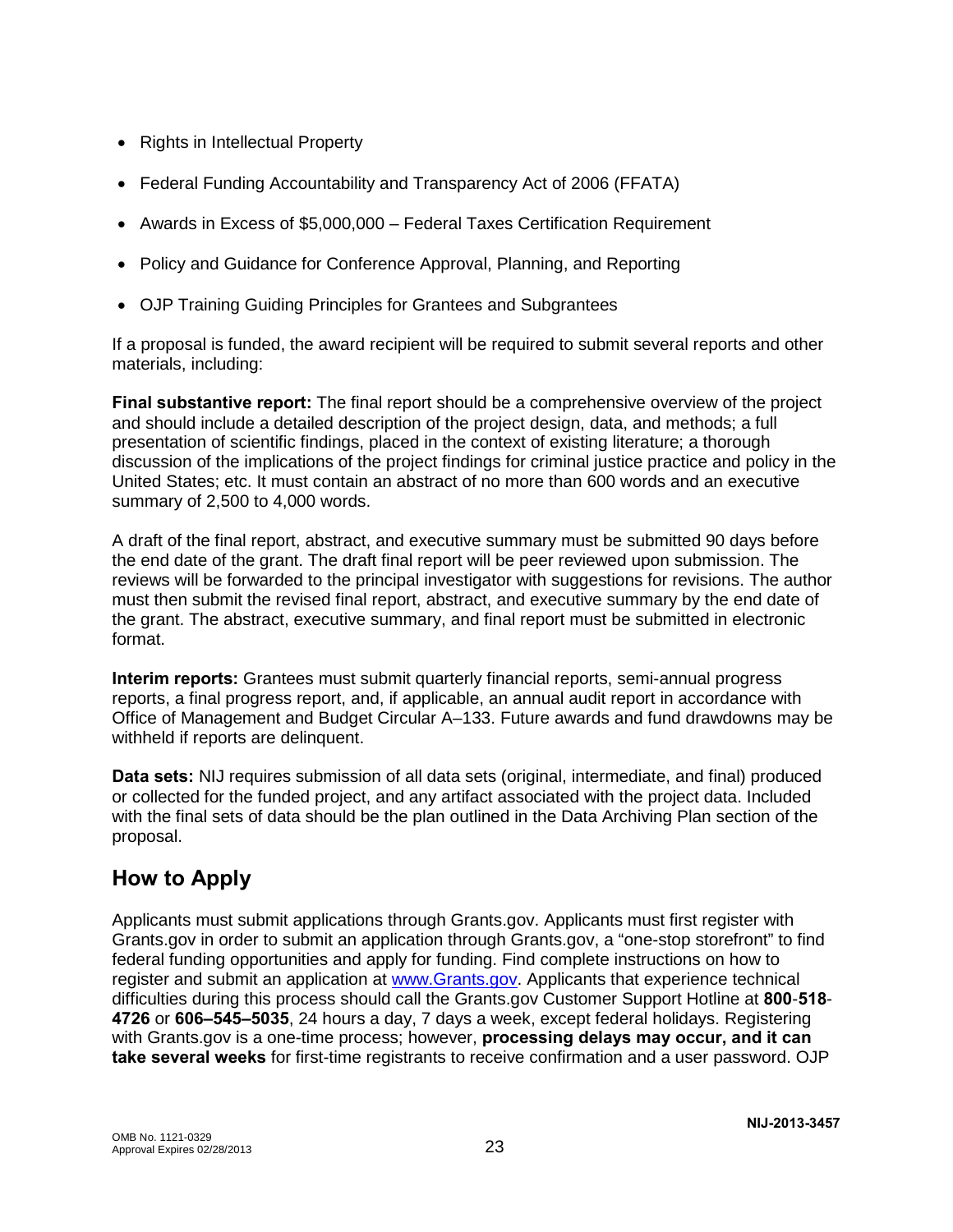- Rights in Intellectual Property
- Federal Funding Accountability and Transparency Act of 2006 (FFATA)
- Awards in Excess of $5,000,000 – Federal Taxes Certification Requirement
- Policy and Guidance for Conference Approval, Planning, and Reporting
- OJP Training Guiding Principles for Grantees and Subgrantees

If a proposal is funded, the award recipient will be required to submit several reports and other materials, including:

**Final substantive report:** The final report should be a comprehensive overview of the project and should include a detailed description of the project design, data, and methods; a full presentation of scientific findings, placed in the context of existing literature; a thorough discussion of the implications of the project findings for criminal justice practice and policy in the United States; etc. It must contain an abstract of no more than 600 words and an executive summary of 2,500 to 4,000 words.

A draft of the final report, abstract, and executive summary must be submitted 90 days before the end date of the grant. The draft final report will be peer reviewed upon submission. The reviews will be forwarded to the principal investigator with suggestions for revisions. The author must then submit the revised final report, abstract, and executive summary by the end date of the grant. The abstract, executive summary, and final report must be submitted in electronic format.

**Interim reports:** Grantees must submit quarterly financial reports, semi-annual progress reports, a final progress report, and, if applicable, an annual audit report in accordance with Office of Management and Budget Circular A–133. Future awards and fund drawdowns may be withheld if reports are delinquent.

**Data sets:** NIJ requires submission of all data sets (original, intermediate, and final) produced or collected for the funded project, and any artifact associated with the project data. Included with the final sets of data should be the plan outlined in the Data Archiving Plan section of the proposal.

## How to Apply

Applicants must submit applications through Grants.gov. Applicants must first register with Grants.gov in order to submit an application through Grants.gov, a "one-stop storefront" to find federal funding opportunities and apply for funding. Find complete instructions on how to register and submit an application at [www.Grants.gov](http://www.Grants.gov). Applicants that experience technical difficulties during this process should call the Grants.gov Customer Support Hotline at **800**-**518**-**4726** or **606–545–5035**, 24 hours a day, 7 days a week, except federal holidays. Registering with Grants.gov is a one-time process; however, **processing delays may occur, and it can take several weeks** for first-time registrants to receive confirmation and a user password. OJP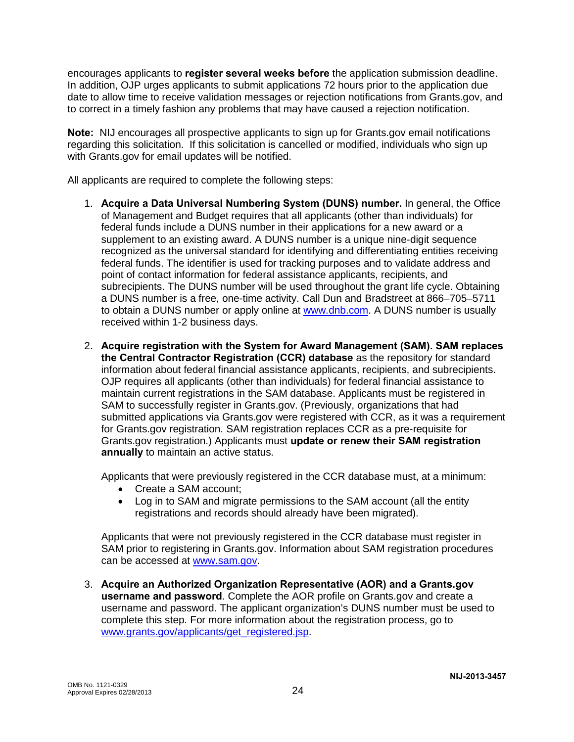encourages applicants to **register several weeks before** the application submission deadline. In addition, OJP urges applicants to submit applications 72 hours prior to the application due date to allow time to receive validation messages or rejection notifications from Grants.gov, and to correct in a timely fashion any problems that may have caused a rejection notification.

**Note:** NIJ encourages all prospective applicants to sign up for Grants.gov email notifications regarding this solicitation. If this solicitation is cancelled or modified, individuals who sign up with Grants.gov for email updates will be notified.

All applicants are required to complete the following steps:

1. **Acquire a Data Universal Numbering System (DUNS) number.** In general, the Office of Management and Budget requires that all applicants (other than individuals) for federal funds include a DUNS number in their applications for a new award or a supplement to an existing award. A DUNS number is a unique nine-digit sequence recognized as the universal standard for identifying and differentiating entities receiving federal funds. The identifier is used for tracking purposes and to validate address and point of contact information for federal assistance applicants, recipients, and subrecipients. The DUNS number will be used throughout the grant life cycle. Obtaining a DUNS number is a free, one-time activity. Call Dun and Bradstreet at 866–705–5711 to obtain a DUNS number or apply online at [www.dnb.com](http://www.dnb.com). A DUNS number is usually received within 1-2 business days.

2. **Acquire registration with the System for Award Management (SAM). SAM replaces the Central Contractor Registration (CCR) database** as the repository for standard information about federal financial assistance applicants, recipients, and subrecipients. OJP requires all applicants (other than individuals) for federal financial assistance to maintain current registrations in the SAM database. Applicants must be registered in SAM to successfully register in Grants.gov. (Previously, organizations that had submitted applications via Grants.gov were registered with CCR, as it was a requirement for Grants.gov registration. SAM registration replaces CCR as a pre-requisite for Grants.gov registration.) Applicants must **update or renew their SAM registration annually** to maintain an active status.

   Applicants that were previously registered in the CCR database must, at a minimum:
   - Create a SAM account;
   - Log in to SAM and migrate permissions to the SAM account (all the entity registrations and records should already have been migrated).

   Applicants that were not previously registered in the CCR database must register in SAM prior to registering in Grants.gov. Information about SAM registration procedures can be accessed at [www.sam.gov](http://www.sam.gov).

3. **Acquire an Authorized Organization Representative (AOR) and a Grants.gov username and password**. Complete the AOR profile on Grants.gov and create a username and password. The applicant organization's DUNS number must be used to complete this step. For more information about the registration process, go to [www.grants.gov/applicants/get_registered.jsp](http://www.grants.gov/applicants/get_registered.jsp).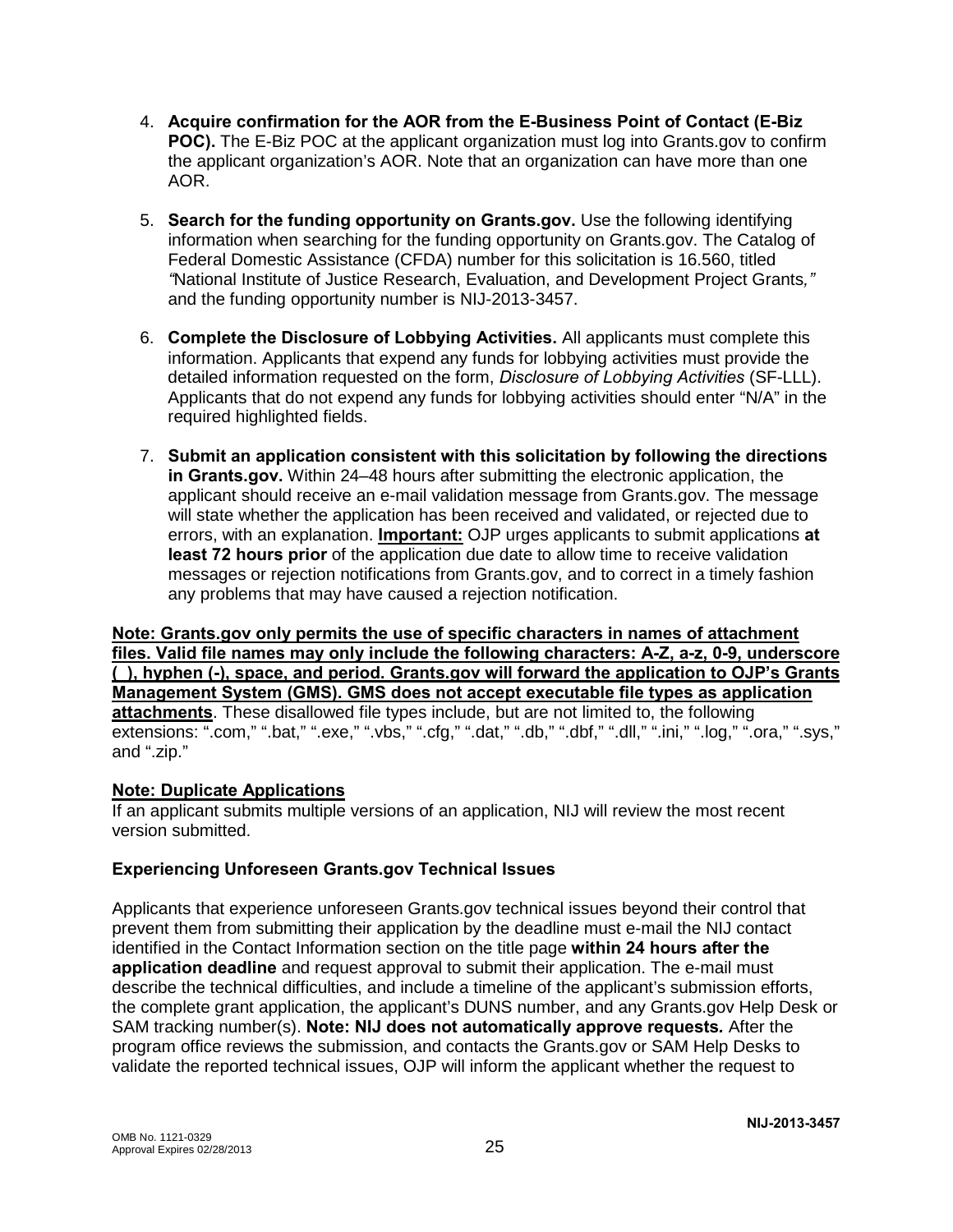4. **Acquire confirmation for the AOR from the E-Business Point of Contact (E-Biz POC).** The E-Biz POC at the applicant organization must log into Grants.gov to confirm the applicant organization's AOR. Note that an organization can have more than one AOR.

5. **Search for the funding opportunity on Grants.gov.** Use the following identifying information when searching for the funding opportunity on Grants.gov. The Catalog of Federal Domestic Assistance (CFDA) number for this solicitation is 16.560, titled *"*National Institute of Justice Research, Evaluation, and Development Project Grants*,"* and the funding opportunity number is NIJ-2013-3457.

6. **Complete the Disclosure of Lobbying Activities.** All applicants must complete this information. Applicants that expend any funds for lobbying activities must provide the detailed information requested on the form, *Disclosure of Lobbying Activities* (SF-LLL). Applicants that do not expend any funds for lobbying activities should enter "N/A" in the required highlighted fields.

7. **Submit an application consistent with this solicitation by following the directions in Grants.gov.** Within 24–48 hours after submitting the electronic application, the applicant should receive an e-mail validation message from Grants.gov. The message will state whether the application has been received and validated, or rejected due to errors, with an explanation. **Important:** OJP urges applicants to submit applications **at least 72 hours prior** of the application due date to allow time to receive validation messages or rejection notifications from Grants.gov, and to correct in a timely fashion any problems that may have caused a rejection notification.

**Note: Grants.gov only permits the use of specific characters in names of attachment files. Valid file names may only include the following characters: A-Z, a-z, 0-9, underscore (_), hyphen (-), space, and period. Grants.gov will forward the application to OJP's Grants Management System (GMS). GMS does not accept executable file types as application attachments**. These disallowed file types include, but are not limited to, the following extensions: ".com," ".bat," ".exe," ".vbs," ".cfg," ".dat," ".db," ".dbf," ".dll," ".ini," ".log," ".ora," ".sys," and ".zip."

**Note: Duplicate Applications**

If an applicant submits multiple versions of an application, NIJ will review the most recent version submitted.

**Experiencing Unforeseen Grants.gov Technical Issues**

Applicants that experience unforeseen Grants.gov technical issues beyond their control that prevent them from submitting their application by the deadline must e-mail the NIJ contact identified in the Contact Information section on the title page **within 24 hours after the application deadline** and request approval to submit their application. The e-mail must describe the technical difficulties, and include a timeline of the applicant's submission efforts, the complete grant application, the applicant's DUNS number, and any Grants.gov Help Desk or SAM tracking number(s). **Note: NIJ does not automatically approve requests***.* After the program office reviews the submission, and contacts the Grants.gov or SAM Help Desks to validate the reported technical issues, OJP will inform the applicant whether the request to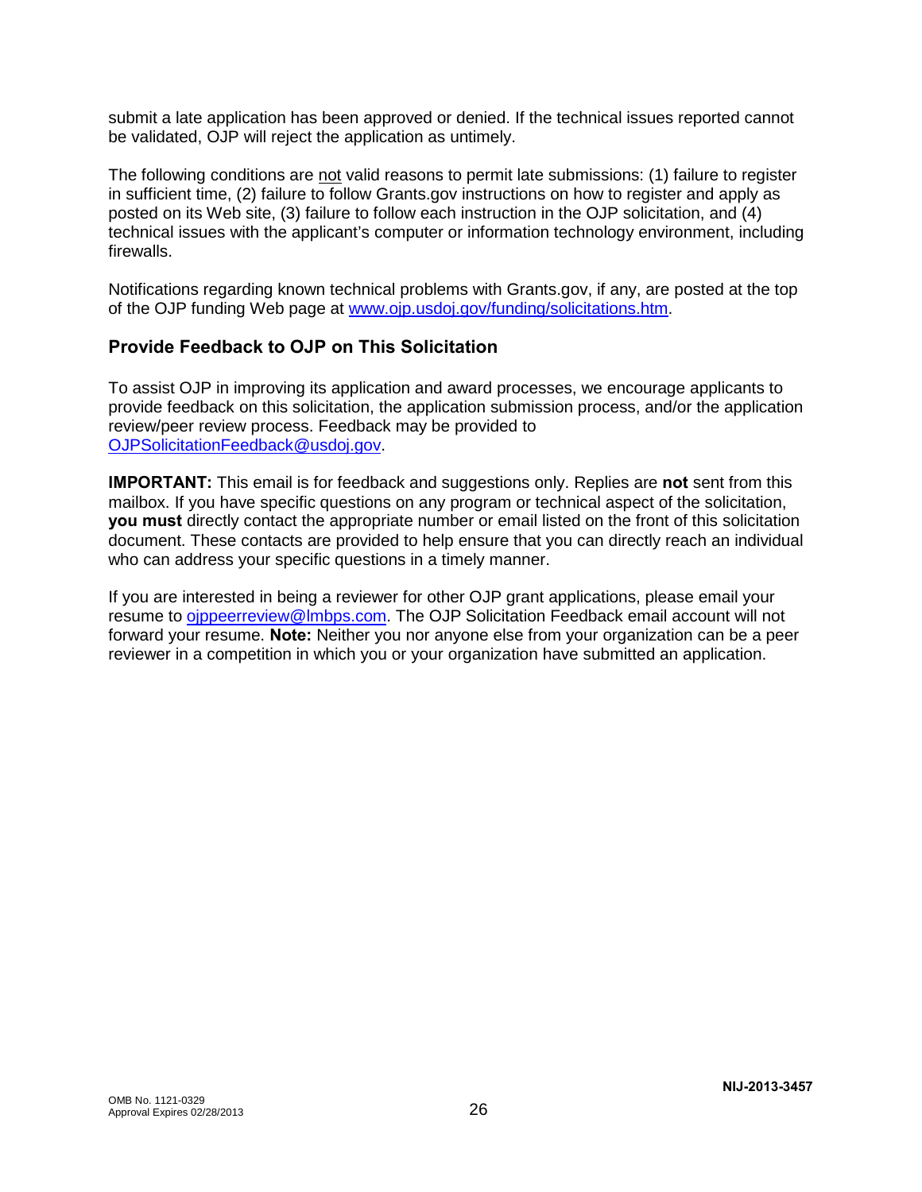submit a late application has been approved or denied. If the technical issues reported cannot be validated, OJP will reject the application as untimely.

The following conditions are not valid reasons to permit late submissions: (1) failure to register in sufficient time, (2) failure to follow Grants.gov instructions on how to register and apply as posted on its Web site, (3) failure to follow each instruction in the OJP solicitation, and (4) technical issues with the applicant's computer or information technology environment, including firewalls.

Notifications regarding known technical problems with Grants.gov, if any, are posted at the top of the OJP funding Web page at [www.ojp.usdoj.gov/funding/solicitations.htm](http://www.ojp.usdoj.gov/funding/solicitations.htm).

## Provide Feedback to OJP on This Solicitation

To assist OJP in improving its application and award processes, we encourage applicants to provide feedback on this solicitation, the application submission process, and/or the application review/peer review process. Feedback may be provided to [OJPSolicitationFeedback@usdoj.gov](mailto:OJPSolicitationFeedback@usdoj.gov).

**IMPORTANT:** This email is for feedback and suggestions only. Replies are **not** sent from this mailbox. If you have specific questions on any program or technical aspect of the solicitation, **you must** directly contact the appropriate number or email listed on the front of this solicitation document. These contacts are provided to help ensure that you can directly reach an individual who can address your specific questions in a timely manner.

If you are interested in being a reviewer for other OJP grant applications, please email your resume to [ojppeerreview@lmbps.com](mailto:ojppeerreview@lmbps.com). The OJP Solicitation Feedback email account will not forward your resume. **Note:** Neither you nor anyone else from your organization can be a peer reviewer in a competition in which you or your organization have submitted an application.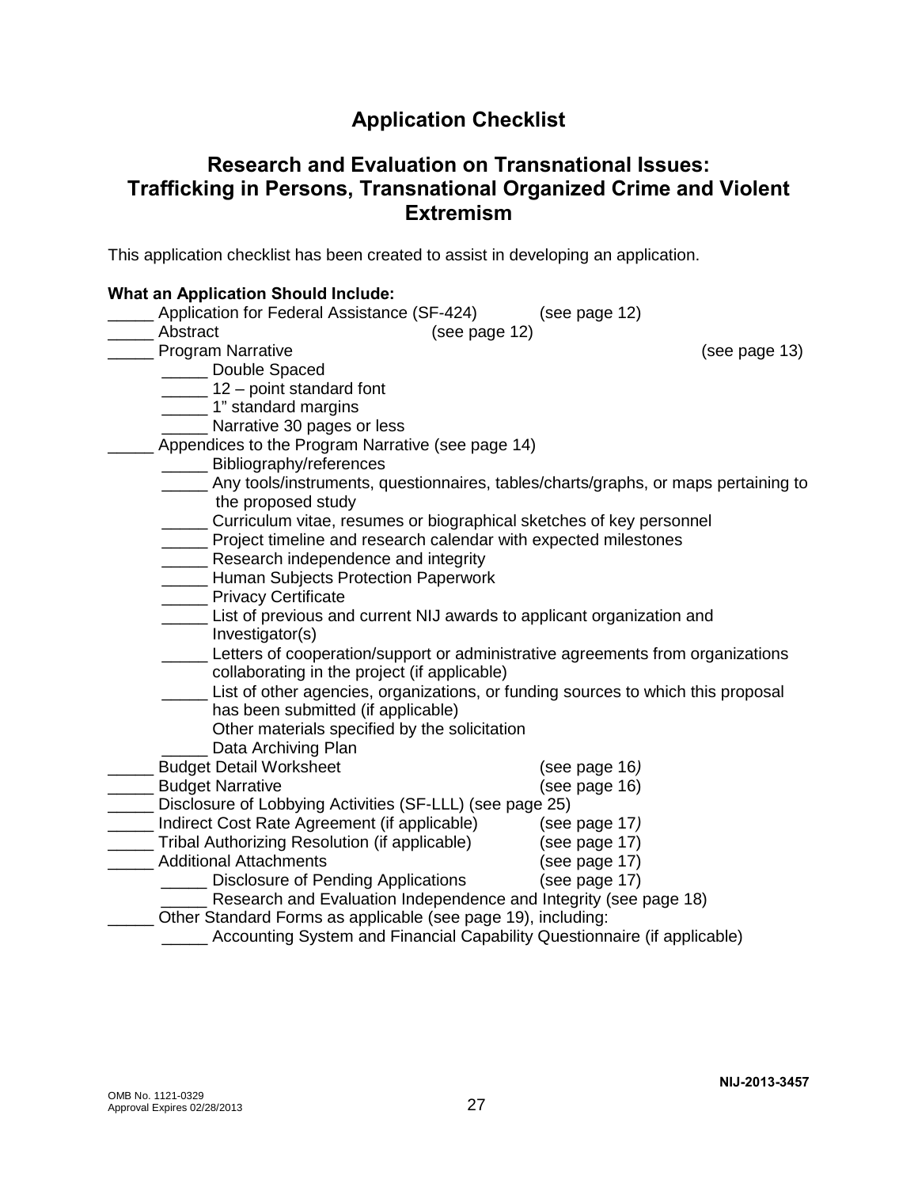# Application Checklist

## Research and Evaluation on Transnational Issues: Trafficking in Persons, Transnational Organized Crime and Violent Extremism

This application checklist has been created to assist in developing an application.

**What an Application Should Include:**

_____ Application for Federal Assistance (SF-424) (see page 12)
_____ Abstract (see page 12)
_____ Program Narrative (see page 13)
  _____ Double Spaced
  _____ 12 – point standard font
  _____ 1" standard margins
  _____ Narrative 30 pages or less
_____ Appendices to the Program Narrative (see page 14)
  _____ Bibliography/references
  _____ Any tools/instruments, questionnaires, tables/charts/graphs, or maps pertaining to the proposed study
  _____ Curriculum vitae, resumes or biographical sketches of key personnel
  _____ Project timeline and research calendar with expected milestones
  _____ Research independence and integrity
  _____ Human Subjects Protection Paperwork
  _____ Privacy Certificate
  _____ List of previous and current NIJ awards to applicant organization and Investigator(s)
  _____ Letters of cooperation/support or administrative agreements from organizations collaborating in the project (if applicable)
  _____ List of other agencies, organizations, or funding sources to which this proposal has been submitted (if applicable)
  Other materials specified by the solicitation
  _____ Data Archiving Plan
_____ Budget Detail Worksheet (see page 16)
_____ Budget Narrative (see page 16)
_____ Disclosure of Lobbying Activities (SF-LLL) (see page 25)
_____ Indirect Cost Rate Agreement (if applicable) (see page 17)
_____ Tribal Authorizing Resolution (if applicable) (see page 17)
_____ Additional Attachments (see page 17)
  _____ Disclosure of Pending Applications (see page 17)
  _____ Research and Evaluation Independence and Integrity (see page 18)
_____ Other Standard Forms as applicable (see page 19), including:
  _____ Accounting System and Financial Capability Questionnaire (if applicable)

OMB No. 1121-0329
Approval Expires 02/28/2013

NIJ-2013-3457